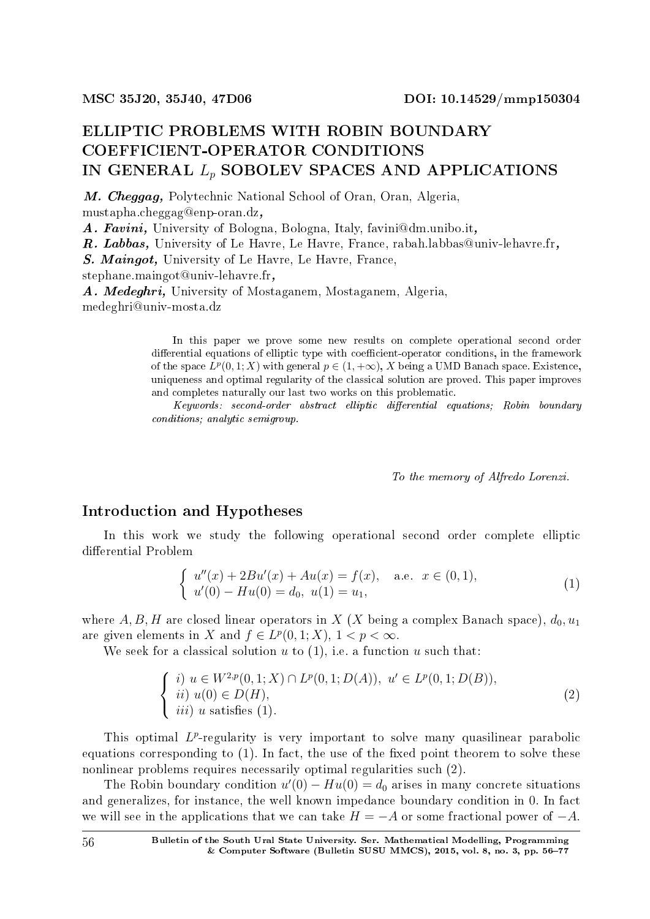MSC 35J20, 35J40, 47D06 DOI: 10.14529/mmp150304

# ELLIPTIC PROBLEMS WITH ROBIN BOUNDARY COEFFICIENT-OPERATOR CONDITIONS IN GENERAL $L_p$ SOBOLEV SPACES AND APPLICATIONS

***M. Cheggag,*** Polytechnic National School of Oran, Oran, Algeria, mustapha.cheggag@enp-oran.dz**,**
***A. Favini,*** University of Bologna, Bologna, Italy, favini@dm.unibo.it**,**
***R. Labbas,*** University of Le Havre, Le Havre, France, rabah.labbas@univ-lehavre.fr**,**
***S. Maingot,*** University of Le Havre, Le Havre, France, stephane.maingot@univ-lehavre.fr**,**
***A. Medeghri,*** University of Mostaganem, Mostaganem, Algeria, medeghri@univ-mosta.dz

In this paper we prove some new results on complete operational second order differential equations of elliptic type with coefficient-operator conditions, in the framework of the space $L^p(0,1;X)$ with general $p \in (1,+\infty)$, $X$ being a UMD Banach space. Existence, uniqueness and optimal regularity of the classical solution are proved. This paper improves and completes naturally our last two works on this problematic.

*Keywords: second-order abstract elliptic differential equations; Robin boundary conditions; analytic semigroup.*

*To the memory of Alfredo Lorenzi.*

## Introduction and Hypotheses

In this work we study the following operational second order complete elliptic differential Problem

$$\begin{cases} u''(x) + 2Bu'(x) + Au(x) = f(x), \quad \text{a.e. } x \in (0,1), \\ u'(0) - Hu(0) = d_0, \ u(1) = u_1, \end{cases} \tag{1}$$

where $A, B, H$ are closed linear operators in $X$ ($X$ being a complex Banach space), $d_0, u_1$ are given elements in $X$ and $f \in L^p(0,1;X)$, $1 < p < \infty$.

We seek for a classical solution $u$ to (1), i.e. a function $u$ such that:

$$\begin{cases} i) \ u \in W^{2,p}(0,1;X) \cap L^p(0,1;D(A)), \ u' \in L^p(0,1;D(B)), \\ ii) \ u(0) \in D(H), \\ iii) \ u \text{ satisfies (1)}. \end{cases} \tag{2}$$

This optimal $L^p$-regularity is very important to solve many quasilinear parabolic equations corresponding to (1). In fact, the use of the fixed point theorem to solve these nonlinear problems requires necessarily optimal regularities such (2).

The Robin boundary condition $u'(0) - Hu(0) = d_0$ arises in many concrete situations and generalizes, for instance, the well known impedance boundary condition in 0. In fact we will see in the applications that we can take $H = -A$ or some fractional power of $-A$.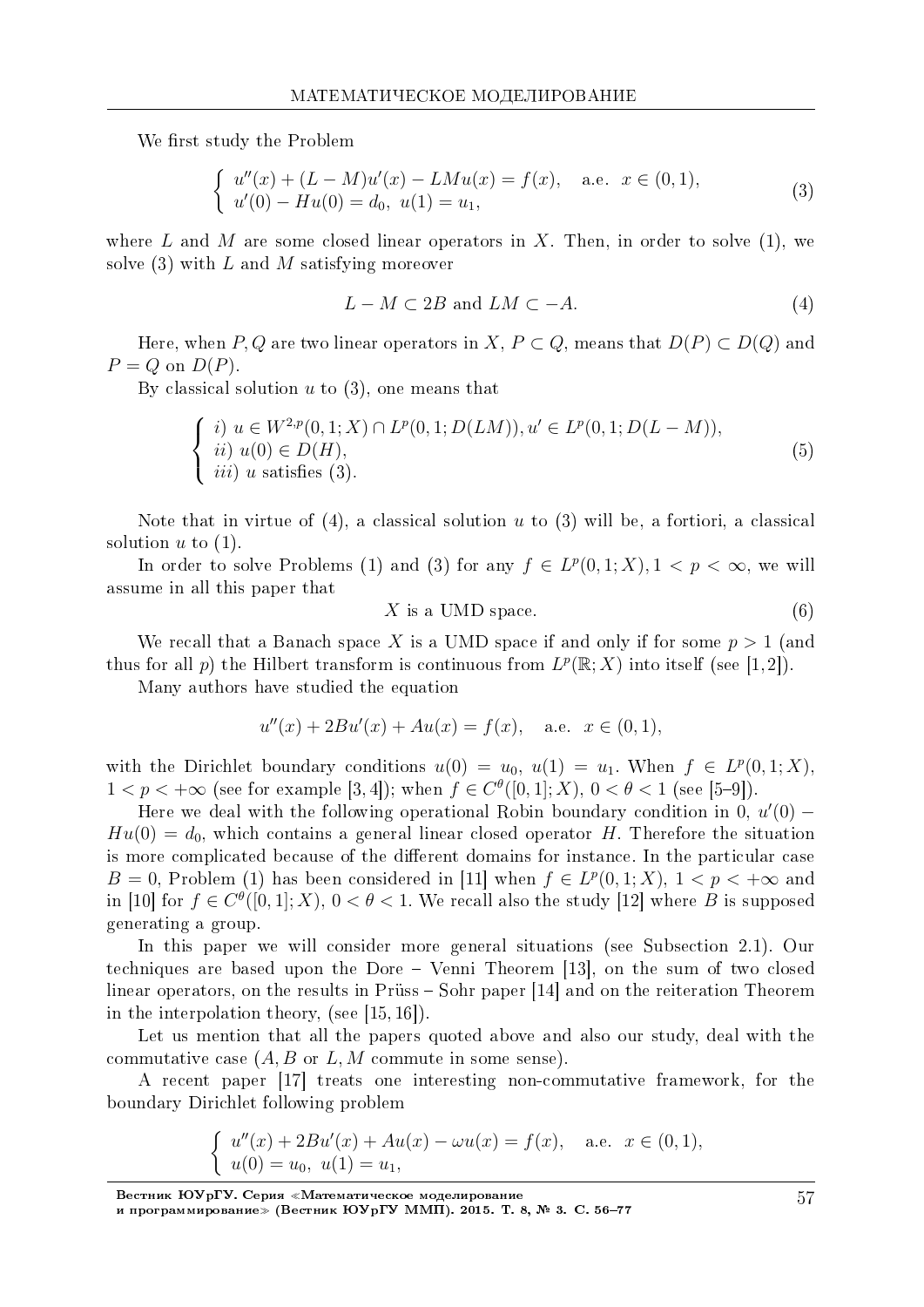We first study the Problem

$$
\left\{ \begin{array}{l} u''(x) + (L - M)u'(x) - LMu(x) = f(x), \quad \text{a.e. } x \in (0,1), \\ u'(0) - Hu(0) = d_0, \ u(1) = u_1, \end{array} \right. \tag{3}
$$

where $L$ and $M$ are some closed linear operators in $X$. Then, in order to solve (1), we solve (3) with $L$ and $M$ satisfying moreover

$$
L - M \subset 2B \text{ and } LM \subset -A. \tag{4}
$$

Here, when $P, Q$ are two linear operators in $X$, $P \subset Q$, means that $D(P) \subset D(Q)$ and $P = Q$ on $D(P)$.

By classical solution $u$ to (3), one means that

$$
\left\{ \begin{array}{l} i) \ u \in W^{2,p}(0,1;X) \cap L^p(0,1;D(LM)), u' \in L^p(0,1;D(L-M)), \\ ii) \ u(0) \in D(H), \\ iii) \ u \text{ satisfies (3)}. \end{array} \right. \tag{5}
$$

Note that in virtue of (4), a classical solution $u$ to (3) will be, a fortiori, a classical solution $u$ to (1).

In order to solve Problems (1) and (3) for any $f \in L^p(0,1;X), 1 < p < \infty$, we will assume in all this paper that

$$
X \text{ is a UMD space.} \tag{6}
$$

We recall that a Banach space $X$ is a UMD space if and only if for some $p > 1$ (and thus for all $p$) the Hilbert transform is continuous from $L^p(\mathbb{R};X)$ into itself (see [1, 2]).

Many authors have studied the equation

$$
u''(x) + 2Bu'(x) + Au(x) = f(x), \quad \text{a.e. } x \in (0,1),
$$

with the Dirichlet boundary conditions $u(0) = u_0$, $u(1) = u_1$. When $f \in L^p(0,1;X)$, $1 < p < +\infty$ (see for example [3, 4]); when $f \in C^\theta([0,1];X)$, $0 < \theta < 1$ (see [5–9]).

Here we deal with the following operational Robin boundary condition in 0, $u'(0) - Hu(0) = d_0$, which contains a general linear closed operator $H$. Therefore the situation is more complicated because of the different domains for instance. In the particular case $B = 0$, Problem (1) has been considered in [11] when $f \in L^p(0,1;X)$, $1 < p < +\infty$ and in [10] for $f \in C^\theta([0,1];X)$, $0 < \theta < 1$. We recall also the study [12] where $B$ is supposed generating a group.

In this paper we will consider more general situations (see Subsection 2.1). Our techniques are based upon the Dore – Venni Theorem [13], on the sum of two closed linear operators, on the results in Prüss – Sohr paper [14] and on the reiteration Theorem in the interpolation theory, (see [15, 16]).

Let us mention that all the papers quoted above and also our study, deal with the commutative case ($A, B$ or $L, M$ commute in some sense).

A recent paper [17] treats one interesting non-commutative framework, for the boundary Dirichlet following problem

$$
\left\{ \begin{array}{l} u''(x) + 2Bu'(x) + Au(x) - \omega u(x) = f(x), \quad \text{a.e. } x \in (0,1), \\ u(0) = u_0, \ u(1) = u_1, \end{array} \right.
$$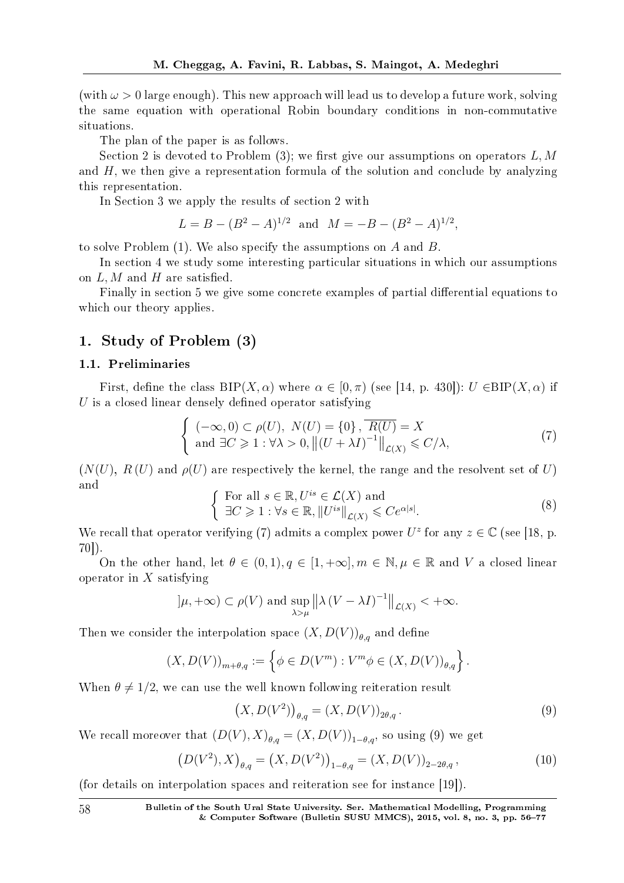(with $\omega > 0$ large enough). This new approach will lead us to develop a future work, solving the same equation with operational Robin boundary conditions in non-commutative situations.

The plan of the paper is as follows.

Section 2 is devoted to Problem (3); we first give our assumptions on operators $L, M$ and $H$, we then give a representation formula of the solution and conclude by analyzing this representation.

In Section 3 we apply the results of section 2 with

$$L = B - (B^2 - A)^{1/2} \text{ and } M = -B - (B^2 - A)^{1/2},$$

to solve Problem (1). We also specify the assumptions on $A$ and $B$.

In section 4 we study some interesting particular situations in which our assumptions on $L, M$ and $H$ are satisfied.

Finally in section 5 we give some concrete examples of partial differential equations to which our theory applies.

## 1. Study of Problem (3)

### 1.1. Preliminaries

First, define the class $\mathrm{BIP}(X, \alpha)$ where $\alpha \in [0, \pi)$ (see [14, p. 430]): $U \in \mathrm{BIP}(X, \alpha)$ if $U$ is a closed linear densely defined operator satisfying

$$\begin{cases} (-\infty, 0) \subset \rho(U),\ N(U) = \{0\},\ \overline{R(U)} = X \\ \text{and } \exists C \geqslant 1 : \forall \lambda > 0, \left\|(U + \lambda I)^{-1}\right\|_{\mathcal{L}(X)} \leqslant C/\lambda, \end{cases} \tag{7}$$

($N(U)$, $R(U)$ and $\rho(U)$ are respectively the kernel, the range and the resolvent set of $U$) and

$$\begin{cases} \text{For all } s \in \mathbb{R}, U^{is} \in \mathcal{L}(X) \text{ and} \\ \exists C \geqslant 1 : \forall s \in \mathbb{R}, \|U^{is}\|_{\mathcal{L}(X)} \leqslant Ce^{\alpha|s|}. \end{cases} \tag{8}$$

We recall that operator verifying (7) admits a complex power $U^z$ for any $z \in \mathbb{C}$ (see [18, p. 70]).

On the other hand, let $\theta \in (0, 1), q \in [1, +\infty], m \in \mathbb{N}, \mu \in \mathbb{R}$ and $V$ a closed linear operator in $X$ satisfying

$$]\mu, +\infty) \subset \rho(V) \text{ and } \sup_{\lambda > \mu} \left\|\lambda (V - \lambda I)^{-1}\right\|_{\mathcal{L}(X)} < +\infty.$$

Then we consider the interpolation space $(X, D(V))_{\theta,q}$ and define

$$(X, D(V))_{m+\theta,q} := \left\{\phi \in D(V^m) : V^m\phi \in (X, D(V))_{\theta,q}\right\}.$$

When $\theta \neq 1/2$, we can use the well known following reiteration result

$$\left(X, D(V^2)\right)_{\theta,q} = (X, D(V))_{2\theta,q}\,. \tag{9}$$

We recall moreover that $(D(V), X)_{\theta,q} = (X, D(V))_{1-\theta,q}$, so using (9) we get

$$\left(D(V^2), X\right)_{\theta,q} = \left(X, D(V^2)\right)_{1-\theta,q} = (X, D(V))_{2-2\theta,q}\,, \tag{10}$$

(for details on interpolation spaces and reiteration see for instance [19]).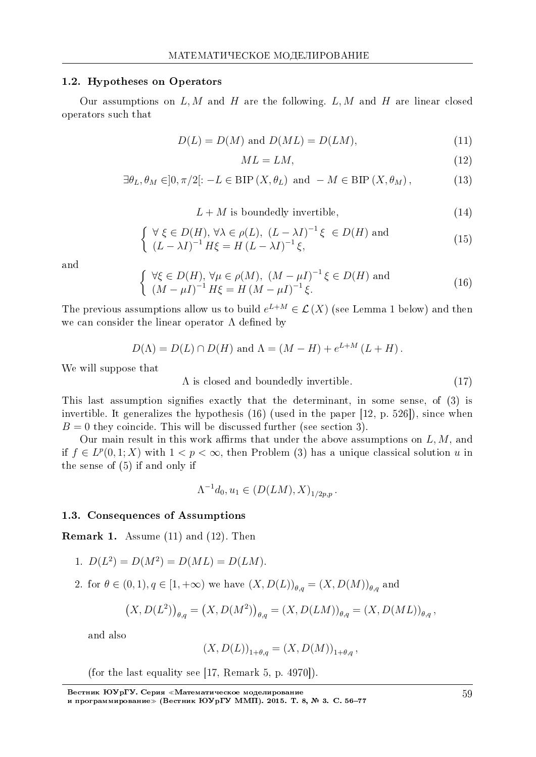### 1.2. Hypotheses on Operators

Our assumptions on $L, M$ and $H$ are the following. $L, M$ and $H$ are linear closed operators such that

$$D(L) = D(M) \text{ and } D(ML) = D(LM), \tag{11}$$

$$ML = LM, \tag{12}$$

$$\exists \theta_L, \theta_M \in ]0, \pi/2[: -L \in \text{BIP}\,(X, \theta_L) \text{ and } -M \in \text{BIP}\,(X, \theta_M)\,, \tag{13}$$

$$L + M \text{ is boundedly invertible}, \tag{14}$$

$$\left\{ \begin{array}{l} \forall\, \xi \in D(H),\, \forall \lambda \in \rho(L),\ (L - \lambda I)^{-1} \xi\ \in D(H) \text{ and} \\ (L - \lambda I)^{-1} H \xi = H\,(L - \lambda I)^{-1} \xi, \end{array} \right. \tag{15}$$

and

$$\left\{ \begin{array}{l} \forall \xi \in D(H),\, \forall \mu \in \rho(M),\ (M - \mu I)^{-1} \xi \in D(H) \text{ and} \\ (M - \mu I)^{-1} H \xi = H\,(M - \mu I)^{-1} \xi. \end{array} \right. \tag{16}$$

The previous assumptions allow us to build $e^{L+M} \in \mathcal{L}\,(X)$ (see Lemma 1 below) and then we can consider the linear operator $\Lambda$ defined by

$$D(\Lambda) = D(L) \cap D(H) \text{ and } \Lambda = (M - H) + e^{L+M}\,(L + H)\,.$$

We will suppose that

$$\Lambda \text{ is closed and boundedly invertible.} \tag{17}$$

This last assumption signifies exactly that the determinant, in some sense, of (3) is invertible. It generalizes the hypothesis (16) (used in the paper [12, p. 526]), since when $B = 0$ they coincide. This will be discussed further (see section 3).

Our main result in this work affirms that under the above assumptions on $L, M$, and if $f \in L^p(0,1;X)$ with $1 < p < \infty$, then Problem (3) has a unique classical solution $u$ in the sense of (5) if and only if

$$\Lambda^{-1} d_0, u_1 \in (D(LM), X)_{1/2p,p}\,.$$

### 1.3. Consequences of Assumptions

**Remark 1.** Assume (11) and (12). Then

1. $D(L^2) = D(M^2) = D(ML) = D(LM)$.

2. for $\theta \in (0,1), q \in [1, +\infty)$ we have $(X, D(L))_{\theta,q} = (X, D(M))_{\theta,q}$ and

$$\left(X, D(L^2)\right)_{\theta,q} = \left(X, D(M^2)\right)_{\theta,q} = (X, D(LM))_{\theta,q} = (X, D(ML))_{\theta,q}\,,$$

and also

$$(X, D(L))_{1+\theta,q} = (X, D(M))_{1+\theta,q}\,,$$

(for the last equality see [17, Remark 5, p. 4970]).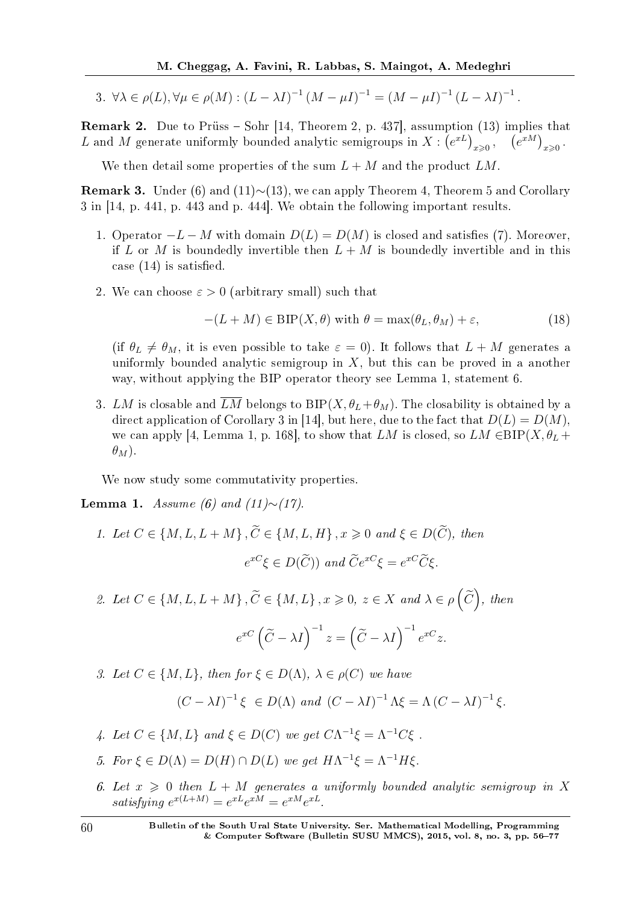3. $\forall \lambda \in \rho(L), \forall \mu \in \rho(M) : (L - \lambda I)^{-1} (M - \mu I)^{-1} = (M - \mu I)^{-1} (L - \lambda I)^{-1}$.

**Remark 2.** Due to Prüss – Sohr [14, Theorem 2, p. 437], assumption (13) implies that $L$ and $M$ generate uniformly bounded analytic semigroups in $X : \left(e^{xL}\right)_{x \geqslant 0}, \quad \left(e^{xM}\right)_{x \geqslant 0}$.

We then detail some properties of the sum $L + M$ and the product $LM$.

**Remark 3.** Under (6) and (11)$\sim$(13), we can apply Theorem 4, Theorem 5 and Corollary 3 in [14, p. 441, p. 443 and p. 444]. We obtain the following important results.

1. Operator $-L - M$ with domain $D(L) = D(M)$ is closed and satisfies (7). Moreover, if $L$ or $M$ is boundedly invertible then $L + M$ is boundedly invertible and in this case (14) is satisfied.

2. We can choose $\varepsilon > 0$ (arbitrary small) such that

$$-(L + M) \in \mathrm{BIP}(X, \theta) \text{ with } \theta = \max(\theta_L, \theta_M) + \varepsilon, \tag{18}$$

(if $\theta_L \neq \theta_M$, it is even possible to take $\varepsilon = 0$). It follows that $L + M$ generates a uniformly bounded analytic semigroup in $X$, but this can be proved in a another way, without applying the BIP operator theory see Lemma 1, statement 6.

3. $LM$ is closable and $\overline{LM}$ belongs to $\mathrm{BIP}(X, \theta_L + \theta_M)$. The closability is obtained by a direct application of Corollary 3 in [14], but here, due to the fact that $D(L) = D(M)$, we can apply [4, Lemma 1, p. 168], to show that $LM$ is closed, so $LM \in \mathrm{BIP}(X, \theta_L + \theta_M)$.

We now study some commutativity properties.

**Lemma 1.** *Assume (6) and (11)$\sim$(17).*

1. *Let $C \in \{M, L, L + M\}, \widetilde{C} \in \{M, L, H\}, x \geqslant 0$ and $\xi \in D(\widetilde{C})$, then*

$$e^{xC}\xi \in D(\widetilde{C})) \text{ and } \widetilde{C}e^{xC}\xi = e^{xC}\widetilde{C}\xi.$$

2. *Let $C \in \{M, L, L + M\}, \widetilde{C} \in \{M, L\}, x \geqslant 0$, $z \in X$ and $\lambda \in \rho\left(\widetilde{C}\right)$, then*

$$e^{xC}\left(\widetilde{C} - \lambda I\right)^{-1} z = \left(\widetilde{C} - \lambda I\right)^{-1} e^{xC} z.$$

3. *Let $C \in \{M, L\}$, then for $\xi \in D(\Lambda)$, $\lambda \in \rho(C)$ we have*

$$(C - \lambda I)^{-1}\xi \ \in D(\Lambda) \text{ and } (C - \lambda I)^{-1}\Lambda\xi = \Lambda\left(C - \lambda I\right)^{-1}\xi.$$

4. *Let $C \in \{M, L\}$ and $\xi \in D(C)$ we get $C\Lambda^{-1}\xi = \Lambda^{-1}C\xi$ .*

5. *For $\xi \in D(\Lambda) = D(H) \cap D(L)$ we get $H\Lambda^{-1}\xi = \Lambda^{-1}H\xi$.*

6. *Let $x \geqslant 0$ then $L + M$ generates a uniformly bounded analytic semigroup in $X$ satisfying $e^{x(L+M)} = e^{xL}e^{xM} = e^{xM}e^{xL}$.*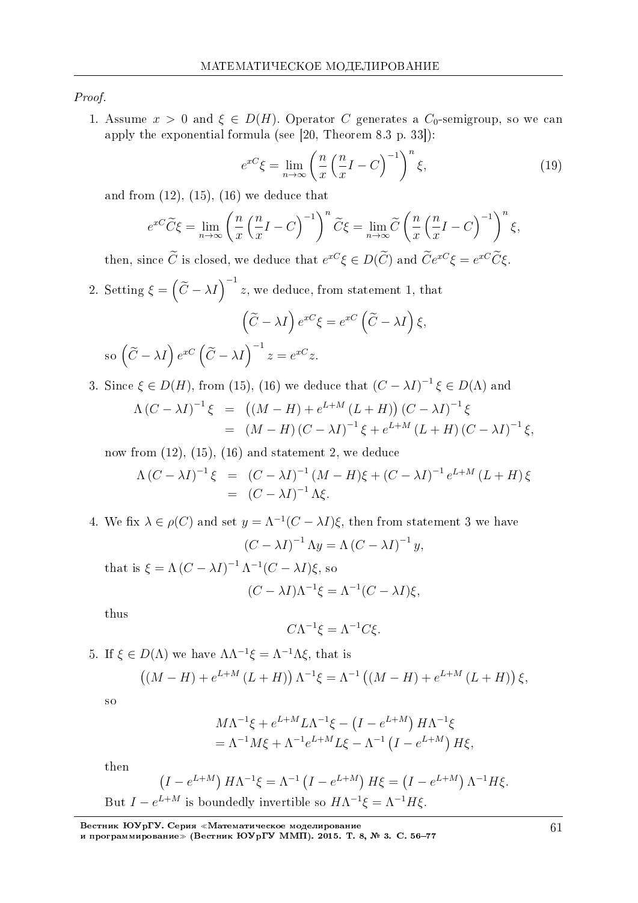*Proof.*

1. Assume $x > 0$ and $\xi \in D(H)$. Operator $C$ generates a $C_0$-semigroup, so we can apply the exponential formula (see [20, Theorem 8.3 p. 33]):
$$e^{xC}\xi = \lim_{n\to\infty}\left(\frac{n}{x}\left(\frac{n}{x}I - C\right)^{-1}\right)^n \xi, \tag{19}$$
and from (12), (15), (16) we deduce that
$$e^{xC}\widetilde{C}\xi = \lim_{n\to\infty}\left(\frac{n}{x}\left(\frac{n}{x}I - C\right)^{-1}\right)^n \widetilde{C}\xi = \lim_{n\to\infty}\widetilde{C}\left(\frac{n}{x}\left(\frac{n}{x}I - C\right)^{-1}\right)^n \xi,$$
then, since $\widetilde{C}$ is closed, we deduce that $e^{xC}\xi \in D(\widetilde{C})$ and $\widetilde{C}e^{xC}\xi = e^{xC}\widetilde{C}\xi$.

2. Setting $\xi = \left(\widetilde{C} - \lambda I\right)^{-1} z$, we deduce, from statement 1, that
$$\left(\widetilde{C} - \lambda I\right)e^{xC}\xi = e^{xC}\left(\widetilde{C} - \lambda I\right)\xi,$$
so $\left(\widetilde{C} - \lambda I\right)e^{xC}\left(\widetilde{C} - \lambda I\right)^{-1} z = e^{xC}z$.

3. Since $\xi \in D(H)$, from (15), (16) we deduce that $(C - \lambda I)^{-1}\xi \in D(\Lambda)$ and
$$\begin{aligned}\Lambda (C - \lambda I)^{-1}\xi &= \left((M - H) + e^{L+M}(L + H)\right)(C - \lambda I)^{-1}\xi \\ &= (M - H)(C - \lambda I)^{-1}\xi + e^{L+M}(L + H)(C - \lambda I)^{-1}\xi,\end{aligned}$$
now from (12), (15), (16) and statement 2, we deduce
$$\begin{aligned}\Lambda (C - \lambda I)^{-1}\xi &= (C - \lambda I)^{-1}(M - H)\xi + (C - \lambda I)^{-1}e^{L+M}(L + H)\xi \\ &= (C - \lambda I)^{-1}\Lambda\xi.\end{aligned}$$

4. We fix $\lambda \in \rho(C)$ and set $y = \Lambda^{-1}(C - \lambda I)\xi$, then from statement 3 we have
$$(C - \lambda I)^{-1}\Lambda y = \Lambda (C - \lambda I)^{-1} y,$$
that is $\xi = \Lambda (C - \lambda I)^{-1}\Lambda^{-1}(C - \lambda I)\xi$, so
$$(C - \lambda I)\Lambda^{-1}\xi = \Lambda^{-1}(C - \lambda I)\xi,$$
thus
$$C\Lambda^{-1}\xi = \Lambda^{-1}C\xi.$$

5. If $\xi \in D(\Lambda)$ we have $\Lambda\Lambda^{-1}\xi = \Lambda^{-1}\Lambda\xi$, that is
$$\left((M - H) + e^{L+M}(L + H)\right)\Lambda^{-1}\xi = \Lambda^{-1}\left((M - H) + e^{L+M}(L + H)\right)\xi,$$
so
$$\begin{aligned}&M\Lambda^{-1}\xi + e^{L+M}L\Lambda^{-1}\xi - \left(I - e^{L+M}\right)H\Lambda^{-1}\xi \\ &= \Lambda^{-1}M\xi + \Lambda^{-1}e^{L+M}L\xi - \Lambda^{-1}\left(I - e^{L+M}\right)H\xi,\end{aligned}$$
then
$$\left(I - e^{L+M}\right)H\Lambda^{-1}\xi = \Lambda^{-1}\left(I - e^{L+M}\right)H\xi = \left(I - e^{L+M}\right)\Lambda^{-1}H\xi.$$
But $I - e^{L+M}$ is boundedly invertible so $H\Lambda^{-1}\xi = \Lambda^{-1}H\xi$.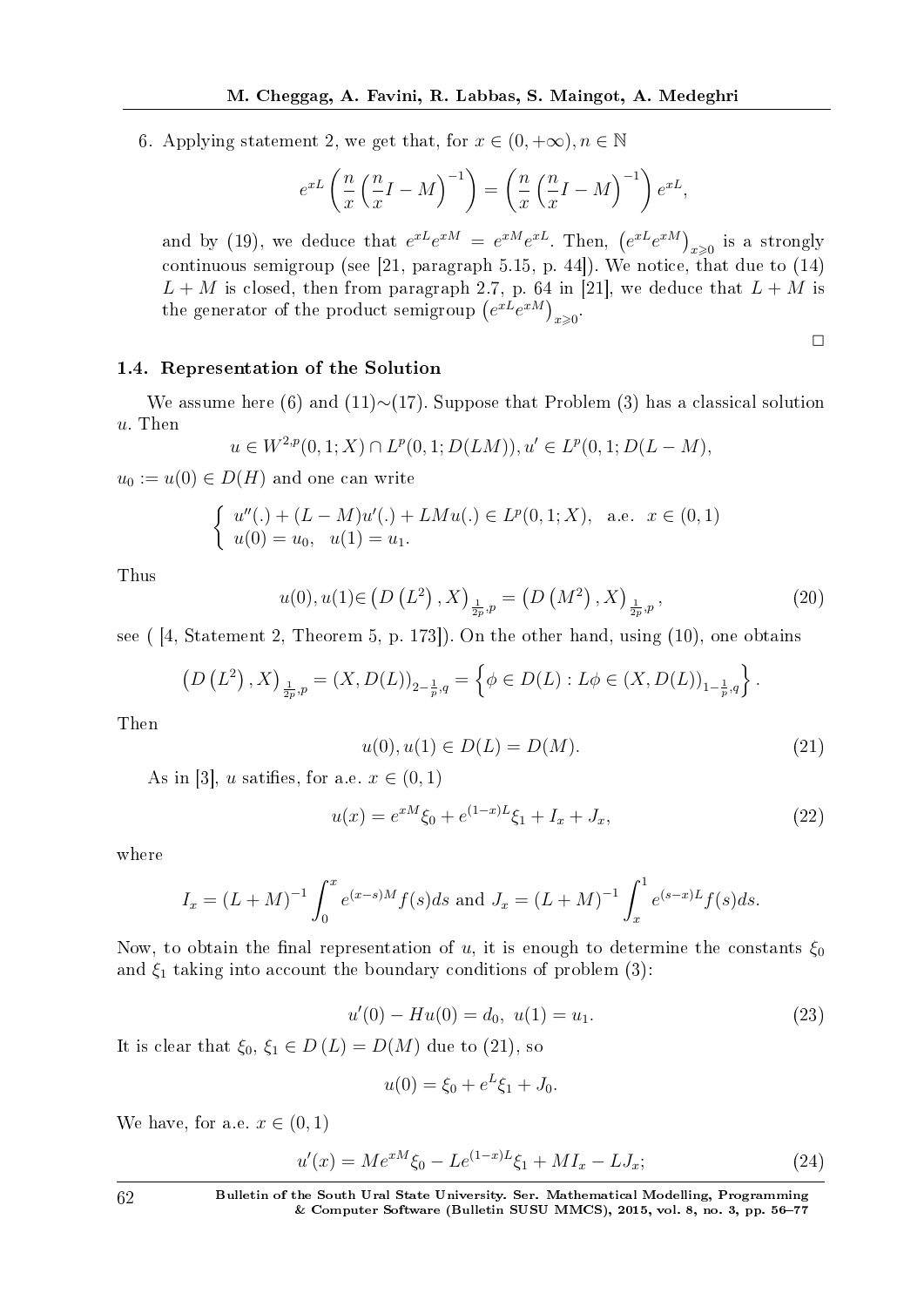6. Applying statement 2, we get that, for $x \in (0, +\infty), n \in \mathbb{N}$

$$e^{xL}\left(\frac{n}{x}\left(\frac{n}{x}I - M\right)^{-1}\right) = \left(\frac{n}{x}\left(\frac{n}{x}I - M\right)^{-1}\right)e^{xL},$$

and by (19), we deduce that $e^{xL}e^{xM} = e^{xM}e^{xL}$. Then, $\left(e^{xL}e^{xM}\right)_{x\geqslant 0}$ is a strongly continuous semigroup (see [21, paragraph 5.15, p. 44]). We notice, that due to (14) $L + M$ is closed, then from paragraph 2.7, p. 64 in [21], we deduce that $L + M$ is the generator of the product semigroup $\left(e^{xL}e^{xM}\right)_{x\geqslant 0}$.

□

### 1.4. Representation of the Solution

We assume here (6) and (11)∼(17). Suppose that Problem (3) has a classical solution $u$. Then

$$u \in W^{2,p}(0,1;X) \cap L^p(0,1;D(LM)), u' \in L^p(0,1;D(L-M),$$

$u_0 := u(0) \in D(H)$ and one can write

$$\left\{\begin{array}{l} u''(.) + (L-M)u'(.) + LMu(.) \in L^p(0,1;X), \quad \text{a.e.} \quad x \in (0,1) \\ u(0) = u_0, \quad u(1) = u_1. \end{array}\right.$$

Thus

$$u(0), u(1) \in \left(D\left(L^2\right), X\right)_{\frac{1}{2p},p} = \left(D\left(M^2\right), X\right)_{\frac{1}{2p},p}, \tag{20}$$

see ( [4, Statement 2, Theorem 5, p. 173]). On the other hand, using (10), one obtains

$$\left(D\left(L^2\right), X\right)_{\frac{1}{2p},p} = (X, D(L))_{2-\frac{1}{p},q} = \left\{\phi \in D(L) : L\phi \in (X, D(L))_{1-\frac{1}{p},q}\right\}.$$

Then

$$u(0), u(1) \in D(L) = D(M). \tag{21}$$

As in [3], $u$ satifies, for a.e. $x \in (0,1)$

$$u(x) = e^{xM}\xi_0 + e^{(1-x)L}\xi_1 + I_x + J_x, \tag{22}$$

where

$$I_x = (L+M)^{-1}\int_0^x e^{(x-s)M}f(s)ds \text{ and } J_x = (L+M)^{-1}\int_x^1 e^{(s-x)L}f(s)ds.$$

Now, to obtain the final representation of $u$, it is enough to determine the constants $\xi_0$ and $\xi_1$ taking into account the boundary conditions of problem (3):

$$u'(0) - Hu(0) = d_0, \ u(1) = u_1. \tag{23}$$

It is clear that $\xi_0, \xi_1 \in D(L) = D(M)$ due to (21), so

$$u(0) = \xi_0 + e^L\xi_1 + J_0.$$

We have, for a.e. $x \in (0,1)$

$$u'(x) = Me^{xM}\xi_0 - Le^{(1-x)L}\xi_1 + MI_x - LJ_x; \tag{24}$$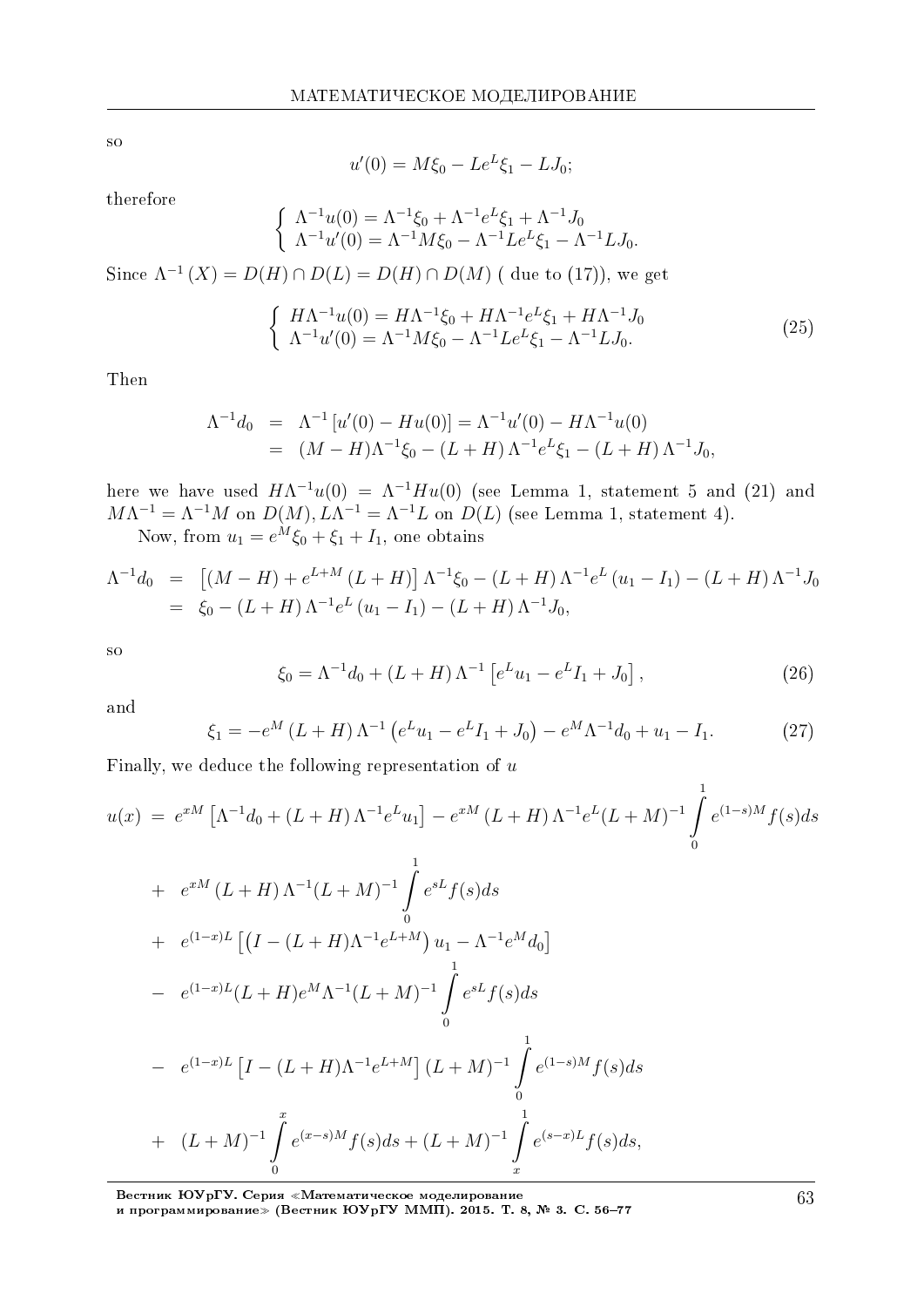so

$$u'(0) = M\xi_0 - Le^L\xi_1 - LJ_0;$$

therefore

$$\left\{ \begin{array}{l} \Lambda^{-1}u(0) = \Lambda^{-1}\xi_0 + \Lambda^{-1}e^L\xi_1 + \Lambda^{-1}J_0 \\ \Lambda^{-1}u'(0) = \Lambda^{-1}M\xi_0 - \Lambda^{-1}Le^L\xi_1 - \Lambda^{-1}LJ_0. \end{array} \right.$$

Since $\Lambda^{-1}(X) = D(H) \cap D(L) = D(H) \cap D(M)$ ( due to (17)), we get

$$\left\{ \begin{array}{l} H\Lambda^{-1}u(0) = H\Lambda^{-1}\xi_0 + H\Lambda^{-1}e^L\xi_1 + H\Lambda^{-1}J_0 \\ \Lambda^{-1}u'(0) = \Lambda^{-1}M\xi_0 - \Lambda^{-1}Le^L\xi_1 - \Lambda^{-1}LJ_0. \end{array} \right. \tag{25}$$

Then

$$\begin{aligned} \Lambda^{-1}d_0 &= \Lambda^{-1}\left[u'(0) - Hu(0)\right] = \Lambda^{-1}u'(0) - H\Lambda^{-1}u(0) \\ &= (M-H)\Lambda^{-1}\xi_0 - (L+H)\Lambda^{-1}e^L\xi_1 - (L+H)\Lambda^{-1}J_0, \end{aligned}$$

here we have used $H\Lambda^{-1}u(0) = \Lambda^{-1}Hu(0)$ (see Lemma 1, statement 5 and (21) and $M\Lambda^{-1} = \Lambda^{-1}M$ on $D(M), L\Lambda^{-1} = \Lambda^{-1}L$ on $D(L)$ (see Lemma 1, statement 4).

Now, from $u_1 = e^M\xi_0 + \xi_1 + I_1$, one obtains

$$\begin{aligned} \Lambda^{-1}d_0 &= \left[(M-H) + e^{L+M}(L+H)\right]\Lambda^{-1}\xi_0 - (L+H)\Lambda^{-1}e^L(u_1 - I_1) - (L+H)\Lambda^{-1}J_0 \\ &= \xi_0 - (L+H)\Lambda^{-1}e^L(u_1 - I_1) - (L+H)\Lambda^{-1}J_0, \end{aligned}$$

so

$$\xi_0 = \Lambda^{-1}d_0 + (L+H)\Lambda^{-1}\left[e^Lu_1 - e^LI_1 + J_0\right], \tag{26}$$

and

$$\xi_1 = -e^M(L+H)\Lambda^{-1}\left(e^Lu_1 - e^LI_1 + J_0\right) - e^M\Lambda^{-1}d_0 + u_1 - I_1. \tag{27}$$

Finally, we deduce the following representation of $u$

$$\begin{aligned} u(x) &= e^{xM}\left[\Lambda^{-1}d_0 + (L+H)\Lambda^{-1}e^Lu_1\right] - e^{xM}(L+H)\Lambda^{-1}e^L(L+M)^{-1}\int_0^1 e^{(1-s)M}f(s)ds \\ &+ e^{xM}(L+H)\Lambda^{-1}(L+M)^{-1}\int_0^1 e^{sL}f(s)ds \\ &+ e^{(1-x)L}\left[\left(I - (L+H)\Lambda^{-1}e^{L+M}\right)u_1 - \Lambda^{-1}e^Md_0\right] \\ &- e^{(1-x)L}(L+H)e^M\Lambda^{-1}(L+M)^{-1}\int_0^1 e^{sL}f(s)ds \\ &- e^{(1-x)L}\left[I - (L+H)\Lambda^{-1}e^{L+M}\right](L+M)^{-1}\int_0^1 e^{(1-s)M}f(s)ds \\ &+ (L+M)^{-1}\int_0^x e^{(x-s)M}f(s)ds + (L+M)^{-1}\int_x^1 e^{(s-x)L}f(s)ds, \end{aligned}$$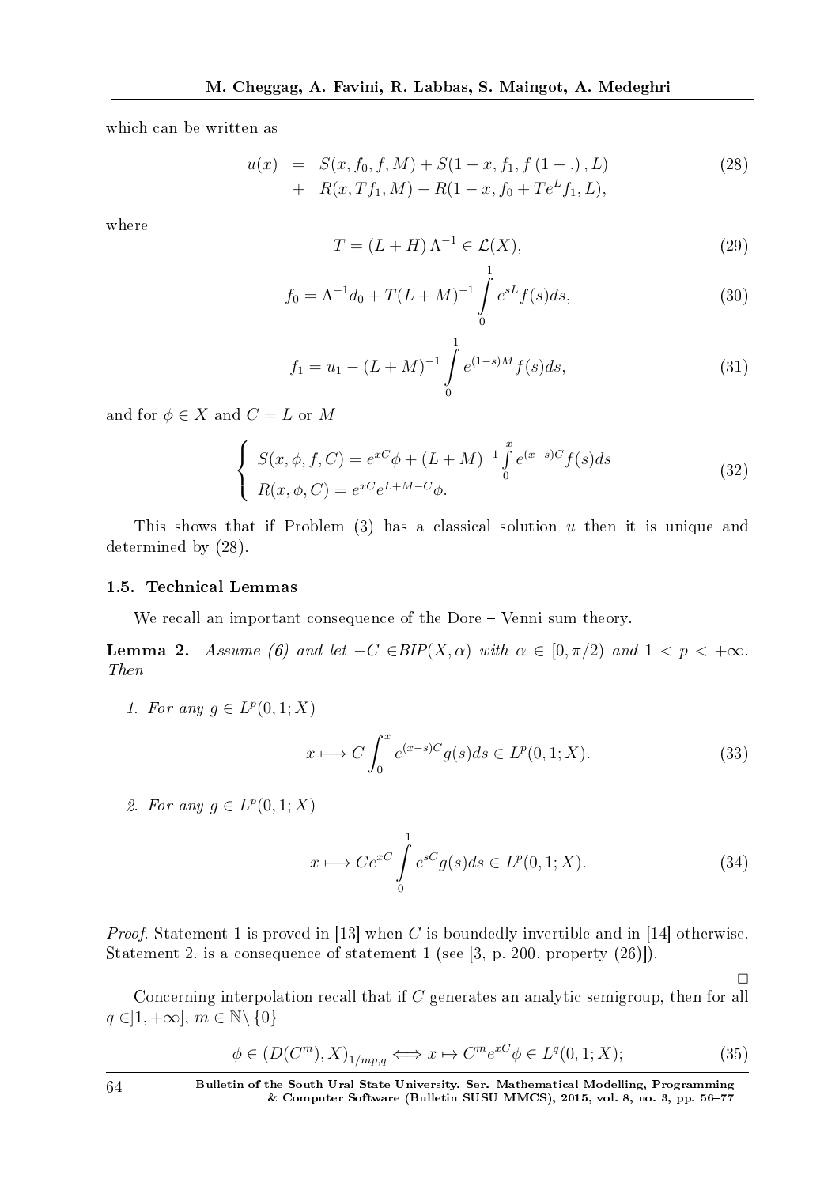which can be written as

$$
\begin{array}{rcl}
u(x) & = & S(x, f_0, f, M) + S(1-x, f_1, f\,(1-.)\,, L) \\
& + & R(x, Tf_1, M) - R(1-x, f_0 + Te^L f_1, L),
\end{array}
\tag{28}
$$

where

$$
T = (L + H)\,\Lambda^{-1} \in \mathcal{L}(X), \tag{29}
$$

$$
f_0 = \Lambda^{-1} d_0 + T(L+M)^{-1} \int_0^1 e^{sL} f(s) ds, \tag{30}
$$

$$
f_1 = u_1 - (L+M)^{-1} \int_0^1 e^{(1-s)M} f(s) ds, \tag{31}
$$

and for $\phi \in X$ and $C = L$ or $M$

$$
\left\{
\begin{array}{l}
S(x, \phi, f, C) = e^{xC}\phi + (L+M)^{-1} \int\limits_0^x e^{(x-s)C} f(s) ds \\
R(x, \phi, C) = e^{xC} e^{L+M-C} \phi.
\end{array}
\right.
\tag{32}
$$

This shows that if Problem (3) has a classical solution $u$ then it is unique and determined by (28).

### 1.5. Technical Lemmas

We recall an important consequence of the Dore – Venni sum theory.

**Lemma 2.** *Assume (6) and let $-C \in BIP(X, \alpha)$ with $\alpha \in [0, \pi/2)$ and $1 < p < +\infty$. Then*

1. *For any $g \in L^p(0,1;X)$*

$$
x \longmapsto C \int_0^x e^{(x-s)C} g(s) ds \in L^p(0,1;X). \tag{33}
$$

2. *For any $g \in L^p(0,1;X)$*

$$
x \longmapsto C e^{xC} \int_0^1 e^{sC} g(s) ds \in L^p(0,1;X). \tag{34}
$$

*Proof.* Statement 1 is proved in [13] when $C$ is boundedly invertible and in [14] otherwise. Statement 2. is a consequence of statement 1 (see [3, p. 200, property (26)]).

□

Concerning interpolation recall that if $C$ generates an analytic semigroup, then for all $q \in ]1, +\infty]$, $m \in \mathbb{N} \setminus \{0\}$

$$
\phi \in (D(C^m), X)_{1/mp,q} \Longleftrightarrow x \mapsto C^m e^{xC} \phi \in L^q(0,1;X); \tag{35}
$$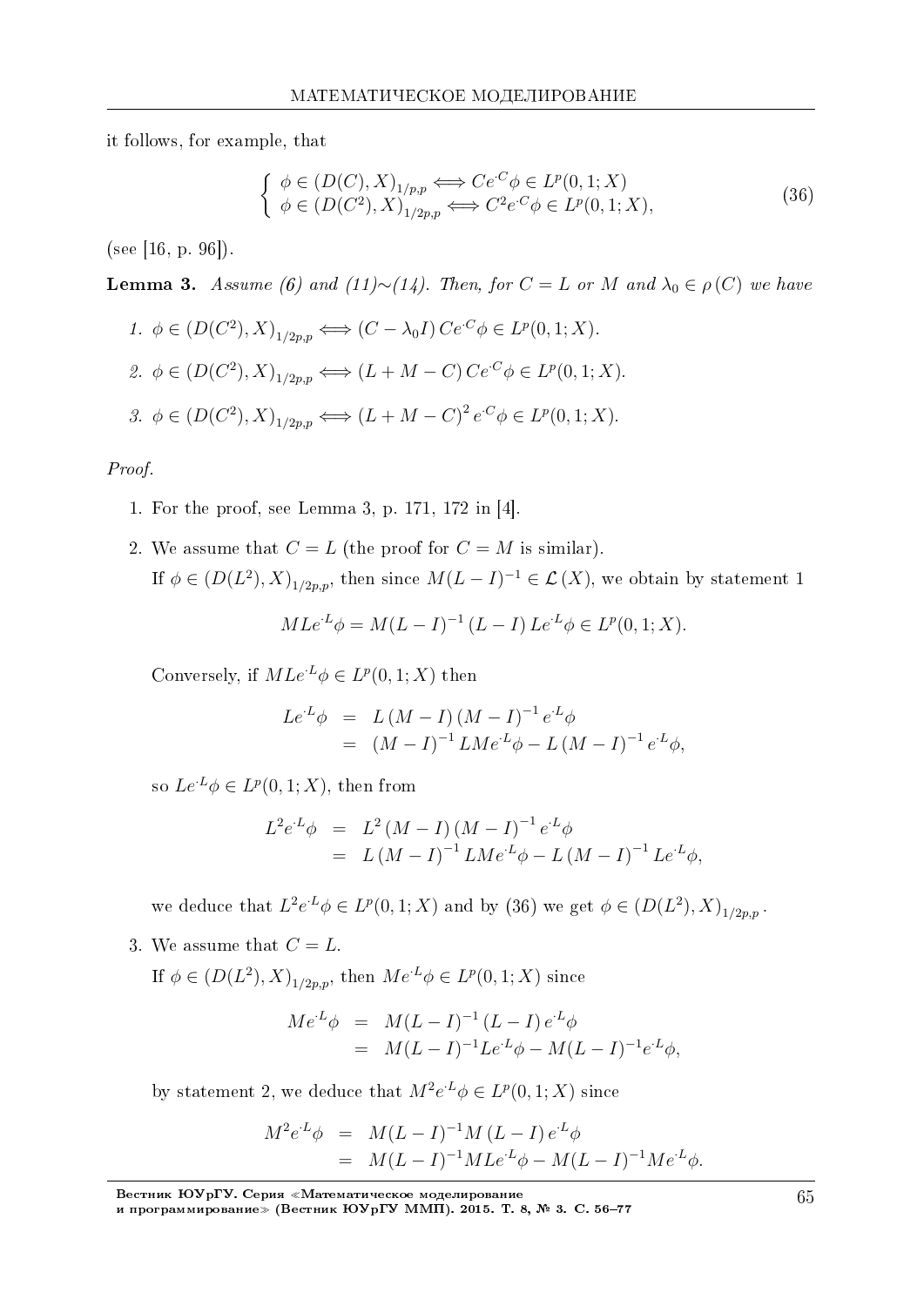it follows, for example, that

$$\left\{ \begin{array}{l} \phi \in (D(C), X)_{1/p,p} \Longleftrightarrow Ce^{\cdot C}\phi \in L^p(0,1;X) \\ \phi \in (D(C^2), X)_{1/2p,p} \Longleftrightarrow C^2 e^{\cdot C}\phi \in L^p(0,1;X), \end{array} \right. \tag{36}$$

(see [16, p. 96]).

**Lemma 3.** *Assume (6) and (11)~(14). Then, for $C = L$ or $M$ and $\lambda_0 \in \rho(C)$ we have*

1. $\phi \in (D(C^2), X)_{1/2p,p} \Longleftrightarrow (C - \lambda_0 I)\, Ce^{\cdot C}\phi \in L^p(0,1;X)$.
2. $\phi \in (D(C^2), X)_{1/2p,p} \Longleftrightarrow (L + M - C)\, Ce^{\cdot C}\phi \in L^p(0,1;X)$.
3. $\phi \in (D(C^2), X)_{1/2p,p} \Longleftrightarrow (L + M - C)^2\, e^{\cdot C}\phi \in L^p(0,1;X)$.

*Proof.*

1. For the proof, see Lemma 3, p. 171, 172 in [4].
2. We assume that $C = L$ (the proof for $C = M$ is similar).
   If $\phi \in (D(L^2), X)_{1/2p,p}$, then since $M(L-I)^{-1} \in \mathcal{L}(X)$, we obtain by statement 1

   $$MLe^{\cdot L}\phi = M(L-I)^{-1}(L-I)\, Le^{\cdot L}\phi \in L^p(0,1;X).$$

   Conversely, if $MLe^{\cdot L}\phi \in L^p(0,1;X)$ then

   $$\begin{aligned} Le^{\cdot L}\phi &= L(M-I)(M-I)^{-1}e^{\cdot L}\phi \\ &= (M-I)^{-1} LMe^{\cdot L}\phi - L(M-I)^{-1}e^{\cdot L}\phi, \end{aligned}$$

   so $Le^{\cdot L}\phi \in L^p(0,1;X)$, then from

   $$\begin{aligned} L^2 e^{\cdot L}\phi &= L^2 (M-I)(M-I)^{-1}e^{\cdot L}\phi \\ &= L(M-I)^{-1} LMe^{\cdot L}\phi - L(M-I)^{-1} Le^{\cdot L}\phi, \end{aligned}$$

   we deduce that $L^2 e^{\cdot L}\phi \in L^p(0,1;X)$ and by (36) we get $\phi \in (D(L^2), X)_{1/2p,p}$.
3. We assume that $C = L$.
   If $\phi \in (D(L^2), X)_{1/2p,p}$, then $Me^{\cdot L}\phi \in L^p(0,1;X)$ since

   $$\begin{aligned} Me^{\cdot L}\phi &= M(L-I)^{-1}(L-I)\, e^{\cdot L}\phi \\ &= M(L-I)^{-1}Le^{\cdot L}\phi - M(L-I)^{-1}e^{\cdot L}\phi, \end{aligned}$$

   by statement 2, we deduce that $M^2 e^{\cdot L}\phi \in L^p(0,1;X)$ since

   $$\begin{aligned} M^2 e^{\cdot L}\phi &= M(L-I)^{-1}M(L-I)\, e^{\cdot L}\phi \\ &= M(L-I)^{-1}MLe^{\cdot L}\phi - M(L-I)^{-1}Me^{\cdot L}\phi. \end{aligned}$$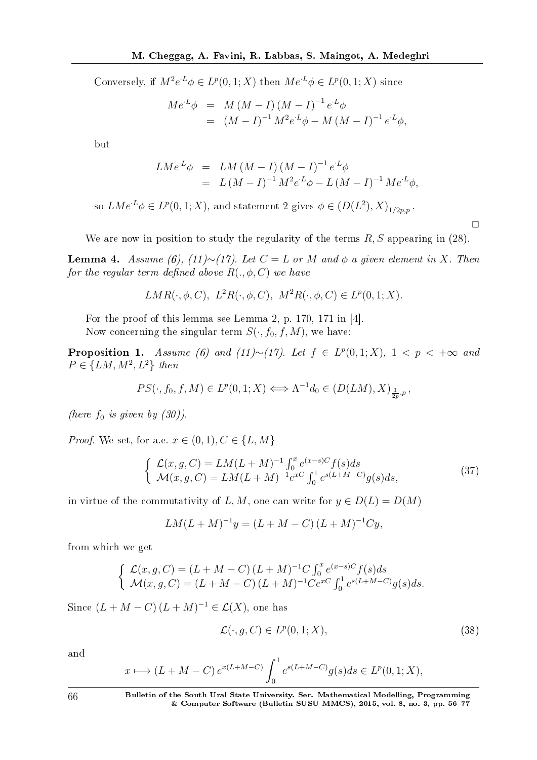Conversely, if $M^2 e^{\cdot L}\phi \in L^p(0,1;X)$ then $Me^{\cdot L}\phi \in L^p(0,1;X)$ since

$$
\begin{aligned}
Me^{\cdot L}\phi &= M(M-I)(M-I)^{-1} e^{\cdot L}\phi \\
&= (M-I)^{-1} M^2 e^{\cdot L}\phi - M(M-I)^{-1} e^{\cdot L}\phi,
\end{aligned}
$$

but

$$
\begin{aligned}
LMe^{\cdot L}\phi &= LM(M-I)(M-I)^{-1} e^{\cdot L}\phi \\
&= L(M-I)^{-1} M^2 e^{\cdot L}\phi - L(M-I)^{-1} Me^{\cdot L}\phi,
\end{aligned}
$$

so $LMe^{\cdot L}\phi \in L^p(0,1;X)$, and statement 2 gives $\phi \in (D(L^2), X)_{1/2p,p}$.

$\square$

We are now in position to study the regularity of the terms $R, S$ appearing in (28).

**Lemma 4.** *Assume (6), (11)∼(17). Let $C = L$ or $M$ and $\phi$ a given element in $X$. Then for the regular term defined above $R(.,\phi,C)$ we have*

$$
LMR(\cdot,\phi,C),\ L^2R(\cdot,\phi,C),\ M^2R(\cdot,\phi,C) \in L^p(0,1;X).
$$

For the proof of this lemma see Lemma 2, p. 170, 171 in [4].

Now concerning the singular term $S(\cdot, f_0, f, M)$, we have:

**Proposition 1.** *Assume (6) and (11)∼(17). Let $f \in L^p(0,1;X)$, $1 < p < +\infty$ and $P \in \{LM, M^2, L^2\}$ then*

$$
PS(\cdot, f_0, f, M) \in L^p(0,1;X) \Longleftrightarrow \Lambda^{-1} d_0 \in (D(LM), X)_{\frac{1}{2p},p},
$$

*(here $f_0$ is given by (30)).*

*Proof.* We set, for a.e. $x \in (0,1), C \in \{L, M\}$

$$
\left\{
\begin{array}{l}
\mathcal{L}(x,g,C) = LM(L+M)^{-1} \int_0^x e^{(x-s)C} f(s)ds \\
\mathcal{M}(x,g,C) = LM(L+M)^{-1} e^{xC} \int_0^1 e^{s(L+M-C)} g(s)ds,
\end{array}
\right. \tag{37}
$$

in virtue of the commutativity of $L, M$, one can write for $y \in D(L) = D(M)$

$$
LM(L+M)^{-1}y = (L+M-C)(L+M)^{-1}Cy,
$$

from which we get

$$
\left\{
\begin{array}{l}
\mathcal{L}(x,g,C) = (L+M-C)(L+M)^{-1} C \int_0^x e^{(x-s)C} f(s)ds \\
\mathcal{M}(x,g,C) = (L+M-C)(L+M)^{-1} C e^{xC} \int_0^1 e^{s(L+M-C)} g(s)ds.
\end{array}
\right.
$$

Since $(L+M-C)(L+M)^{-1} \in \mathcal{L}(X)$, one has

$$
\mathcal{L}(\cdot, g, C) \in L^p(0,1;X), \tag{38}
$$

and

$$
x \longmapsto (L+M-C) e^{x(L+M-C)} \int_0^1 e^{s(L+M-C)} g(s)ds \in L^p(0,1;X),
$$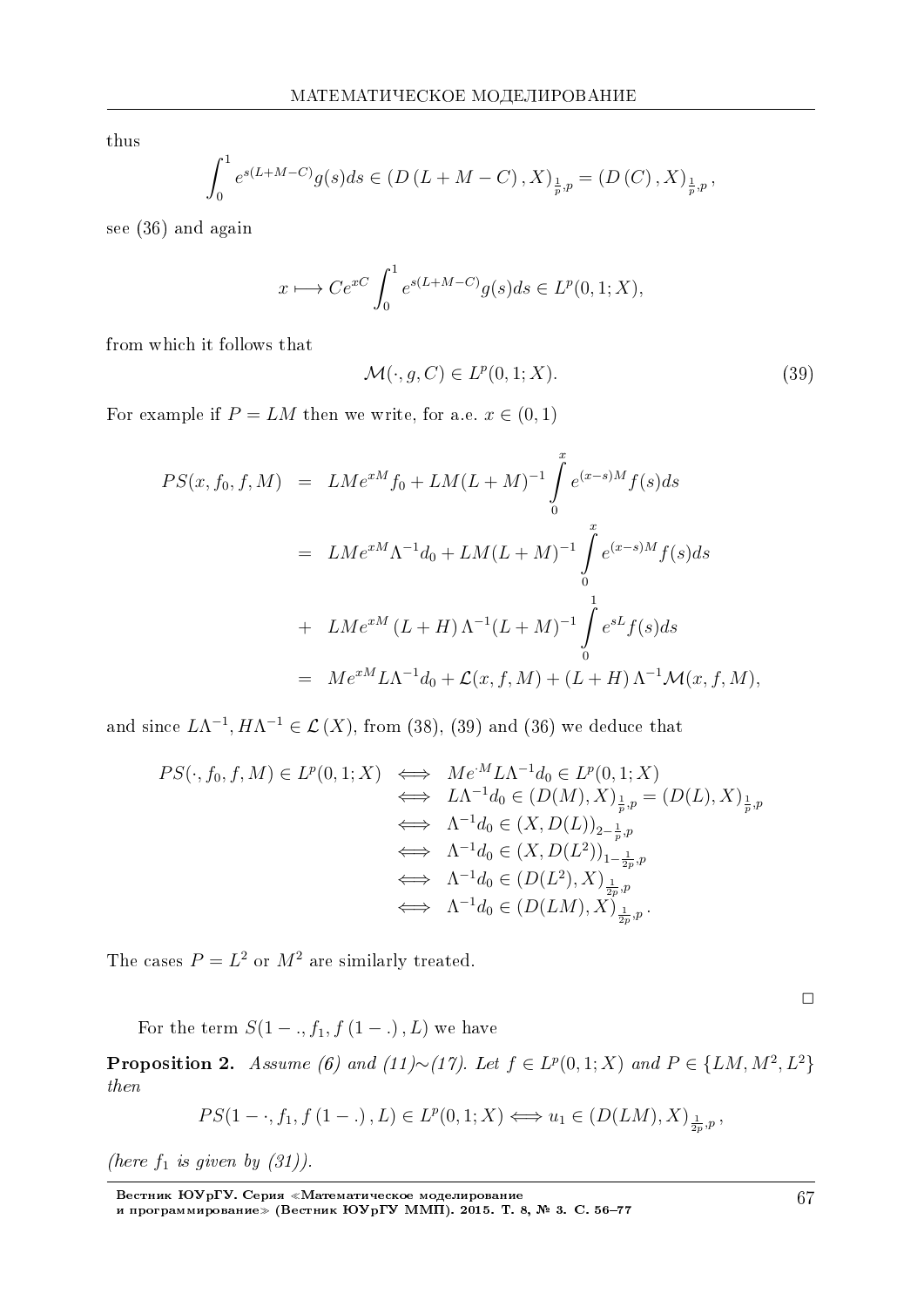thus

$$\int_0^1 e^{s(L+M-C)}g(s)ds \in \left(D\left(L+M-C\right),X\right)_{\frac{1}{p},p} = \left(D\left(C\right),X\right)_{\frac{1}{p},p},$$

see (36) and again

$$x \longmapsto Ce^{xC}\int_0^1 e^{s(L+M-C)}g(s)ds \in L^p(0,1;X),$$

from which it follows that

$$\mathcal{M}(\cdot,g,C) \in L^p(0,1;X). \tag{39}$$

For example if $P = LM$ then we write, for a.e. $x \in (0,1)$

$$\begin{aligned}
PS(x,f_0,f,M) &= LMe^{xM}f_0 + LM(L+M)^{-1}\int_0^x e^{(x-s)M}f(s)ds \\
&= LMe^{xM}\Lambda^{-1}d_0 + LM(L+M)^{-1}\int_0^x e^{(x-s)M}f(s)ds \\
&+ LMe^{xM}\left(L+H\right)\Lambda^{-1}(L+M)^{-1}\int_0^1 e^{sL}f(s)ds \\
&= Me^{xM}L\Lambda^{-1}d_0 + \mathcal{L}(x,f,M) + \left(L+H\right)\Lambda^{-1}\mathcal{M}(x,f,M),
\end{aligned}$$

and since $L\Lambda^{-1}, H\Lambda^{-1} \in \mathcal{L}\left(X\right)$, from (38), (39) and (36) we deduce that

$$\begin{aligned}
PS(\cdot,f_0,f,M) \in L^p(0,1;X) &\iff Me^{\cdot M}L\Lambda^{-1}d_0 \in L^p(0,1;X) \\
&\iff L\Lambda^{-1}d_0 \in (D(M),X)_{\frac{1}{p},p} = (D(L),X)_{\frac{1}{p},p} \\
&\iff \Lambda^{-1}d_0 \in (X,D(L))_{2-\frac{1}{p},p} \\
&\iff \Lambda^{-1}d_0 \in (X,D(L^2))_{1-\frac{1}{2p},p} \\
&\iff \Lambda^{-1}d_0 \in (D(L^2),X)_{\frac{1}{2p},p} \\
&\iff \Lambda^{-1}d_0 \in (D(LM),X)_{\frac{1}{2p},p}.
\end{aligned}$$

The cases $P = L^2$ or $M^2$ are similarly treated.

□

For the term $S(1-.,f_1,f\left(1-.\right),L)$ we have

**Proposition 2.** *Assume (6) and (11)∼(17). Let* $f \in L^p(0,1;X)$ *and* $P \in \{LM, M^2, L^2\}$ *then*

$$PS(1-\cdot,f_1,f\left(1-.\right),L) \in L^p(0,1;X) \iff u_1 \in \left(D(LM),X\right)_{\frac{1}{2p},p},$$

*(here* $f_1$ *is given by (31)).*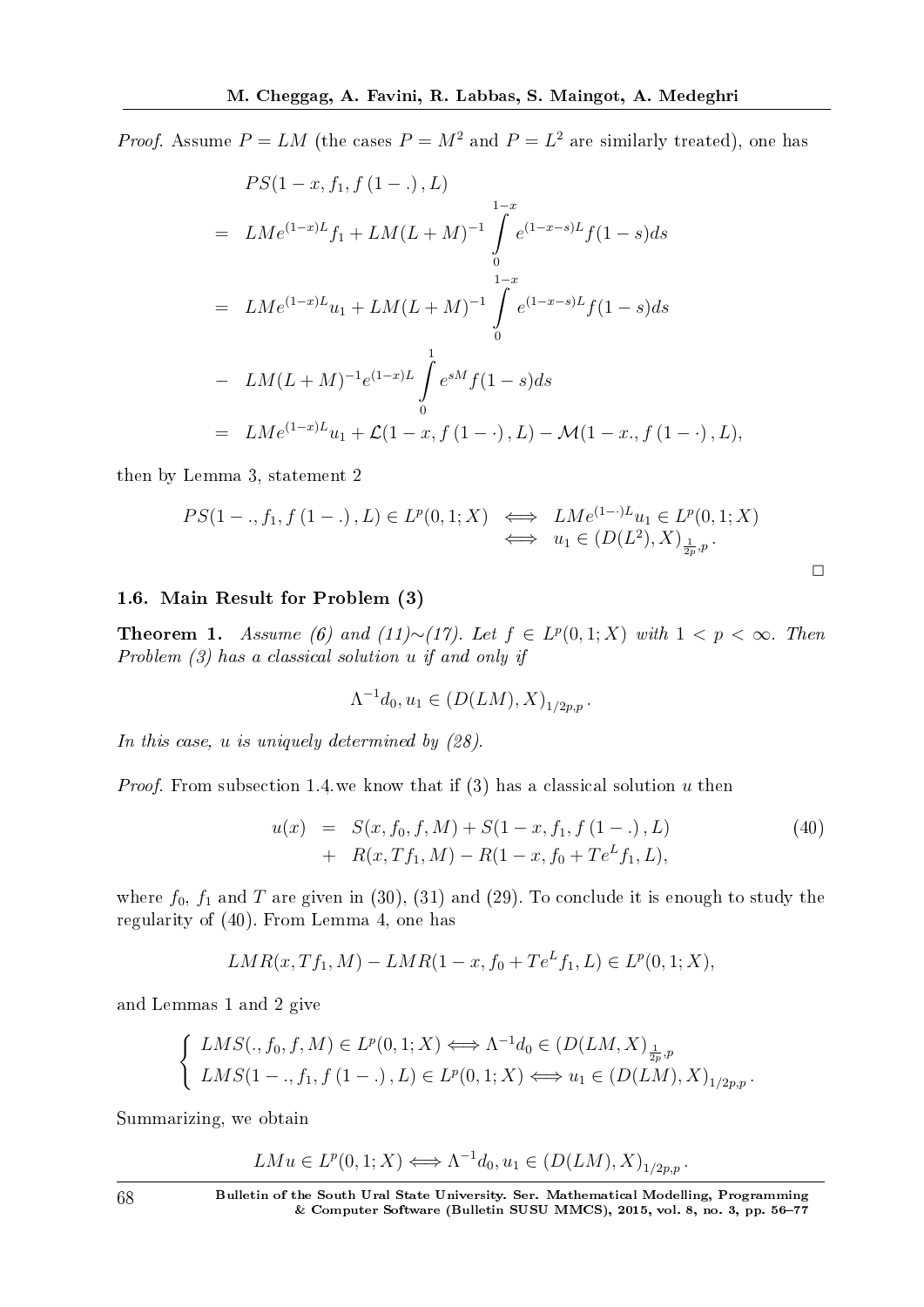*Proof.* Assume $P = LM$ (the cases $P = M^2$ and $P = L^2$ are similarly treated), one has

$$
\begin{aligned}
& PS(1-x, f_1, f(1-.), L) \\
= \;& LMe^{(1-x)L}f_1 + LM(L+M)^{-1}\int\limits_0^{1-x} e^{(1-x-s)L}f(1-s)ds \\
= \;& LMe^{(1-x)L}u_1 + LM(L+M)^{-1}\int\limits_0^{1-x} e^{(1-x-s)L}f(1-s)ds \\
- \;& LM(L+M)^{-1}e^{(1-x)L}\int\limits_0^{1} e^{sM}f(1-s)ds \\
= \;& LMe^{(1-x)L}u_1 + \mathcal{L}(1-x, f(1-\cdot), L) - \mathcal{M}(1-x., f(1-\cdot), L),
\end{aligned}
$$

then by Lemma 3, statement 2

$$
\begin{aligned}
PS(1-., f_1, f(1-.), L) \in L^p(0,1;X) \iff & \; LMe^{(1-\cdot)L}u_1 \in L^p(0,1;X) \\
\iff & \; u_1 \in (D(L^2), X)_{\frac{1}{2p},p}.
\end{aligned}
$$

□

### 1.6. Main Result for Problem (3)

**Theorem 1.** *Assume (6) and (11)∼(17). Let $f \in L^p(0,1;X)$ with $1 < p < \infty$. Then Problem (3) has a classical solution $u$ if and only if*

$$
\Lambda^{-1}d_0, u_1 \in (D(LM), X)_{1/2p,p}.
$$

*In this case, $u$ is uniquely determined by (28).*

*Proof.* From subsection 1.4.we know that if (3) has a classical solution $u$ then

$$
\begin{aligned}
u(x) \;=\;& S(x, f_0, f, M) + S(1-x, f_1, f(1-.), L) \\
+\;& R(x, Tf_1, M) - R(1-x, f_0 + Te^L f_1, L),
\end{aligned}
\tag{40}
$$

where $f_0$, $f_1$ and $T$ are given in (30), (31) and (29). To conclude it is enough to study the regularity of (40). From Lemma 4, one has

$$
LMR(x, Tf_1, M) - LMR(1-x, f_0 + Te^L f_1, L) \in L^p(0,1;X),
$$

and Lemmas 1 and 2 give

$$
\left\{
\begin{array}{l}
LMS(., f_0, f, M) \in L^p(0,1;X) \Longleftrightarrow \Lambda^{-1}d_0 \in (D(LM, X)_{\frac{1}{2p},p} \\
LMS(1-., f_1, f(1-.), L) \in L^p(0,1;X) \Longleftrightarrow u_1 \in (D(LM), X)_{1/2p,p}.
\end{array}
\right.
$$

Summarizing, we obtain

$$
LMu \in L^p(0,1;X) \Longleftrightarrow \Lambda^{-1}d_0, u_1 \in (D(LM), X)_{1/2p,p}.
$$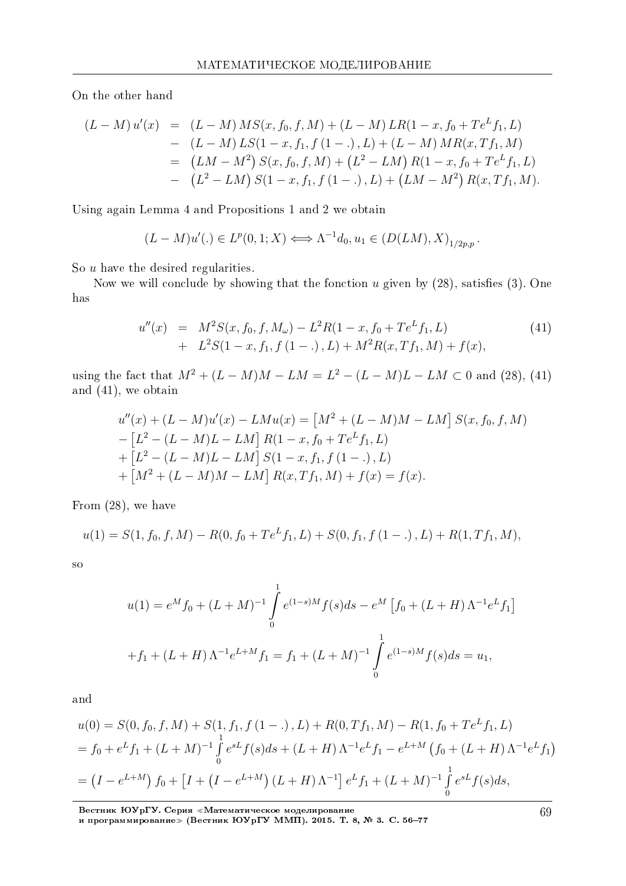On the other hand

$$
\begin{array}{rcl}
(L-M)\,u'(x) & = & (L-M)\,MS(x,f_0,f,M)+(L-M)\,LR(1-x,f_0+Te^{L}f_1,L)\\
& - & (L-M)\,LS(1-x,f_1,f\,(1-.)\,,L)+(L-M)\,MR(x,Tf_1,M)\\
& = & \left(LM-M^2\right)S(x,f_0,f,M)+\left(L^2-LM\right)R(1-x,f_0+Te^{L}f_1,L)\\
& - & \left(L^2-LM\right)S(1-x,f_1,f\,(1-.)\,,L)+\left(LM-M^2\right)R(x,Tf_1,M).
\end{array}
$$

Using again Lemma 4 and Propositions 1 and 2 we obtain

$$
(L-M)u'(.)\in L^p(0,1;X)\Longleftrightarrow \Lambda^{-1}d_0,u_1\in \left(D(LM),X\right)_{1/2p,p}.
$$

So $u$ have the desired regularities.

Now we will conclude by showing that the fonction $u$ given by (28), satisfies (3). One has

$$
\begin{array}{rcl}
u''(x) & = & M^2S(x,f_0,f,M_\omega)-L^2R(1-x,f_0+Te^{L}f_1,L)\\
& + & L^2S(1-x,f_1,f\,(1-.)\,,L)+M^2R(x,Tf_1,M)+f(x),
\end{array}
\tag{41}
$$

using the fact that $M^2+(L-M)M-LM=L^2-(L-M)L-LM\subset 0$ and (28), (41) and (41), we obtain

$$
\begin{array}{l}
u''(x)+(L-M)u'(x)-LMu(x)=\left[M^2+(L-M)M-LM\right]S(x,f_0,f,M)\\
-\left[L^2-(L-M)L-LM\right]R(1-x,f_0+Te^{L}f_1,L)\\
+\left[L^2-(L-M)L-LM\right]S(1-x,f_1,f\,(1-.)\,,L)\\
+\left[M^2+(L-M)M-LM\right]R(x,Tf_1,M)+f(x)=f(x).
\end{array}
$$

From (28), we have

$$
u(1)=S(1,f_0,f,M)-R(0,f_0+Te^{L}f_1,L)+S(0,f_1,f\,(1-.)\,,L)+R(1,Tf_1,M),
$$

so

$$
\begin{array}{l}
u(1)=e^{M}f_0+(L+M)^{-1}\displaystyle\int_0^1 e^{(1-s)M}f(s)ds-e^{M}\left[f_0+(L+H)\,\Lambda^{-1}e^{L}f_1\right]\\
+f_1+(L+H)\,\Lambda^{-1}e^{L+M}f_1=f_1+(L+M)^{-1}\displaystyle\int_0^1 e^{(1-s)M}f(s)ds=u_1,
\end{array}
$$

and

$$
\begin{array}{l}
u(0)=S(0,f_0,f,M)+S(1,f_1,f\,(1-.)\,,L)+R(0,Tf_1,M)-R(1,f_0+Te^{L}f_1,L)\\
=f_0+e^{L}f_1+(L+M)^{-1}\displaystyle\int_0^1 e^{sL}f(s)ds+(L+H)\,\Lambda^{-1}e^{L}f_1-e^{L+M}\left(f_0+(L+H)\,\Lambda^{-1}e^{L}f_1\right)\\
=\left(I-e^{L+M}\right)f_0+\left[I+\left(I-e^{L+M}\right)(L+H)\,\Lambda^{-1}\right]e^{L}f_1+(L+M)^{-1}\displaystyle\int_0^1 e^{sL}f(s)ds,
\end{array}
$$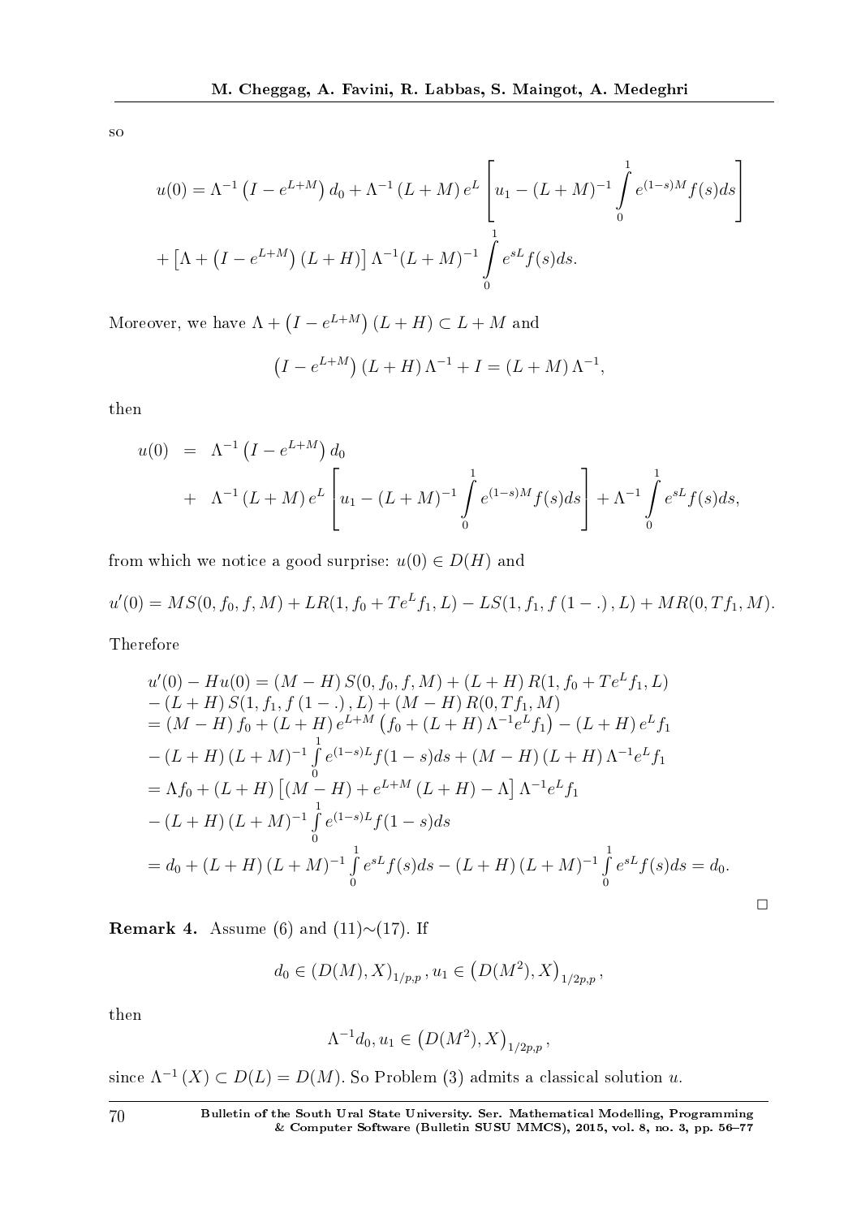so

$$
u(0) = \Lambda^{-1}\left(I - e^{L+M}\right) d_0 + \Lambda^{-1}\left(L+M\right) e^{L}\left[u_1 - (L+M)^{-1}\int_0^1 e^{(1-s)M} f(s)ds\right]
$$

$$
+ \left[\Lambda + \left(I - e^{L+M}\right)(L+H)\right]\Lambda^{-1}(L+M)^{-1}\int_0^1 e^{sL} f(s)ds.
$$

Moreover, we have $\Lambda + \left(I - e^{L+M}\right)(L+H) \subset L+M$ and

$$
\left(I - e^{L+M}\right)(L+H)\Lambda^{-1} + I = (L+M)\Lambda^{-1},
$$

then

$$
\begin{aligned}
u(0) &= \Lambda^{-1}\left(I - e^{L+M}\right) d_0 \\
&+ \Lambda^{-1}\left(L+M\right) e^{L}\left[u_1 - (L+M)^{-1}\int_0^1 e^{(1-s)M} f(s)ds\right] + \Lambda^{-1}\int_0^1 e^{sL} f(s)ds,
\end{aligned}
$$

from which we notice a good surprise: $u(0) \in D(H)$ and

$$
u'(0) = MS(0, f_0, f, M) + LR(1, f_0 + Te^{L}f_1, L) - LS(1, f_1, f(1-.), L) + MR(0, Tf_1, M).
$$

Therefore

$$
\begin{aligned}
&u'(0) - Hu(0) = (M-H)\,S(0, f_0, f, M) + (L+H)\,R(1, f_0 + Te^{L}f_1, L) \\
&- (L+H)\,S(1, f_1, f(1-.), L) + (M-H)\,R(0, Tf_1, M) \\
&= (M-H)\,f_0 + (L+H)\,e^{L+M}\left(f_0 + (L+H)\,\Lambda^{-1}e^{L}f_1\right) - (L+H)\,e^{L}f_1 \\
&- (L+H)\,(L+M)^{-1}\int_0^1 e^{(1-s)L} f(1-s)ds + (M-H)\,(L+H)\,\Lambda^{-1}e^{L}f_1 \\
&= \Lambda f_0 + (L+H)\left[(M-H) + e^{L+M}(L+H) - \Lambda\right]\Lambda^{-1}e^{L}f_1 \\
&- (L+H)\,(L+M)^{-1}\int_0^1 e^{(1-s)L} f(1-s)ds \\
&= d_0 + (L+H)\,(L+M)^{-1}\int_0^1 e^{sL} f(s)ds - (L+H)\,(L+M)^{-1}\int_0^1 e^{sL} f(s)ds = d_0.
\end{aligned}
$$

□

**Remark 4.** Assume (6) and (11)∼(17). If

$$
d_0 \in (D(M), X)_{1/p,p}\,, u_1 \in \left(D(M^2), X\right)_{1/2p,p}\,,
$$

then

$$
\Lambda^{-1}d_0, u_1 \in \left(D(M^2), X\right)_{1/2p,p}\,,
$$

since $\Lambda^{-1}(X) \subset D(L) = D(M)$. So Problem (3) admits a classical solution $u$.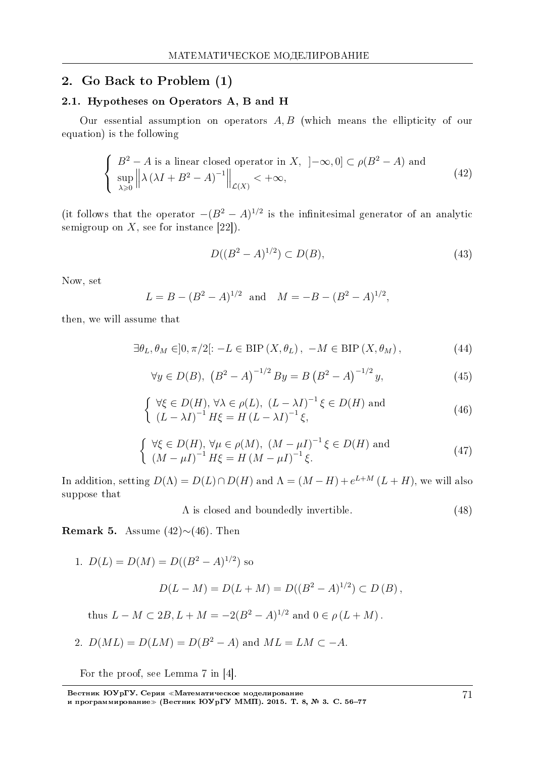## 2. Go Back to Problem (1)

### 2.1. Hypotheses on Operators A, B and H

Our essential assumption on operators $A, B$ (which means the ellipticity of our equation) is the following

$$\left\{\begin{array}{l} B^2 - A \text{ is a linear closed operator in } X, \ ]-\infty, 0] \subset \rho(B^2 - A) \text{ and} \\ \sup\limits_{\lambda \geqslant 0} \left\| \lambda \left(\lambda I + B^2 - A\right)^{-1} \right\|_{\mathcal{L}(X)} < +\infty, \end{array}\right. \tag{42}$$

(it follows that the operator $-(B^2 - A)^{1/2}$ is the infinitesimal generator of an analytic semigroup on $X$, see for instance [22]).

$$D((B^2 - A)^{1/2}) \subset D(B), \tag{43}$$

Now, set

$$L = B - (B^2 - A)^{1/2} \quad \text{and} \quad M = -B - (B^2 - A)^{1/2},$$

then, we will assume that

$$\exists \theta_L, \theta_M \in ]0, \pi/2[: -L \in \text{BIP}\,(X, \theta_L)\,, \ -M \in \text{BIP}\,(X, \theta_M)\,, \tag{44}$$

$$\forall y \in D(B), \ \left(B^2 - A\right)^{-1/2} By = B \left(B^2 - A\right)^{-1/2} y, \tag{45}$$

$$\left\{\begin{array}{l} \forall \xi \in D(H), \forall \lambda \in \rho(L), \ (L - \lambda I)^{-1} \xi \in D(H) \text{ and} \\ (L - \lambda I)^{-1} H \xi = H (L - \lambda I)^{-1} \xi, \end{array}\right. \tag{46}$$

$$\left\{\begin{array}{l} \forall \xi \in D(H), \forall \mu \in \rho(M), \ (M - \mu I)^{-1} \xi \in D(H) \text{ and} \\ (M - \mu I)^{-1} H \xi = H (M - \mu I)^{-1} \xi. \end{array}\right. \tag{47}$$

In addition, setting $D(\Lambda) = D(L) \cap D(H)$ and $\Lambda = (M - H) + e^{L+M}(L + H)$, we will also suppose that

$$\Lambda \text{ is closed and boundedly invertible.} \tag{48}$$

**Remark 5.** Assume (42)$\sim$(46). Then

1. $D(L) = D(M) = D((B^2 - A)^{1/2})$ so

$$D(L - M) = D(L + M) = D((B^2 - A)^{1/2}) \subset D(B),$$

thus $L - M \subset 2B, L + M = -2(B^2 - A)^{1/2}$ and $0 \in \rho(L + M)$.

2. $D(ML) = D(LM) = D(B^2 - A)$ and $ML = LM \subset -A$.

For the proof, see Lemma 7 in [4].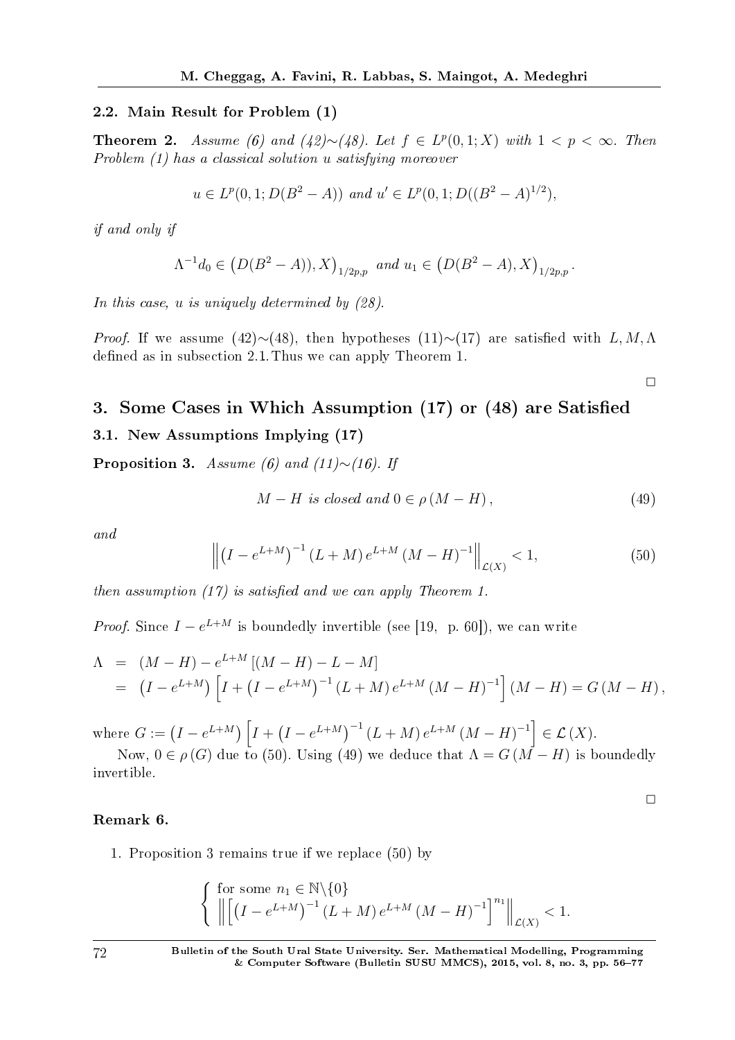### 2.2. Main Result for Problem (1)

**Theorem 2.** *Assume (6) and (42)∼(48). Let $f \in L^p(0,1;X)$ with $1 < p < \infty$. Then Problem (1) has a classical solution $u$ satisfying moreover*

$$u \in L^p(0,1;D(B^2-A)) \text{ and } u' \in L^p(0,1;D((B^2-A)^{1/2}),$$

*if and only if*

$$\Lambda^{-1}d_0 \in \left(D(B^2-A)),X\right)_{1/2p,p} \text{ and } u_1 \in \left(D(B^2-A),X\right)_{1/2p,p}.$$

*In this case, $u$ is uniquely determined by (28).*

*Proof.* If we assume (42)∼(48), then hypotheses (11)∼(17) are satisfied with $L, M, \Lambda$ defined as in subsection 2.1. Thus we can apply Theorem 1.

□

## 3. Some Cases in Which Assumption (17) or (48) are Satisfied

### 3.1. New Assumptions Implying (17)

**Proposition 3.** *Assume (6) and (11)∼(16). If*

$$M - H \text{ is closed and } 0 \in \rho\left(M-H\right), \tag{49}$$

*and*

$$\left\| \left(I - e^{L+M}\right)^{-1}(L+M)\,e^{L+M}\left(M-H\right)^{-1} \right\|_{\mathcal{L}(X)} < 1, \tag{50}$$

*then assumption (17) is satisfied and we can apply Theorem 1.*

*Proof.* Since $I - e^{L+M}$ is boundedly invertible (see [19, p. 60]), we can write

$$\begin{aligned}
\Lambda &= (M-H) - e^{L+M}\left[(M-H) - L - M\right] \\
&= \left(I - e^{L+M}\right)\left[I + \left(I - e^{L+M}\right)^{-1}(L+M)\,e^{L+M}\left(M-H\right)^{-1}\right](M-H) = G\left(M-H\right),
\end{aligned}$$

where $G := \left(I - e^{L+M}\right)\left[I + \left(I - e^{L+M}\right)^{-1}(L+M)\,e^{L+M}\left(M-H\right)^{-1}\right] \in \mathcal{L}\left(X\right)$.

Now, $0 \in \rho\left(G\right)$ due to (50). Using (49) we deduce that $\Lambda = G\left(M-H\right)$ is boundedly invertible.

□

**Remark 6.**

1. Proposition 3 remains true if we replace (50) by

$$\left\{ \begin{array}{l} \text{for some } n_1 \in \mathbb{N}\backslash\{0\} \\ \left\| \left[\left(I - e^{L+M}\right)^{-1}(L+M)\,e^{L+M}\left(M-H\right)^{-1}\right]^{n_1} \right\|_{\mathcal{L}(X)} < 1. \end{array} \right.$$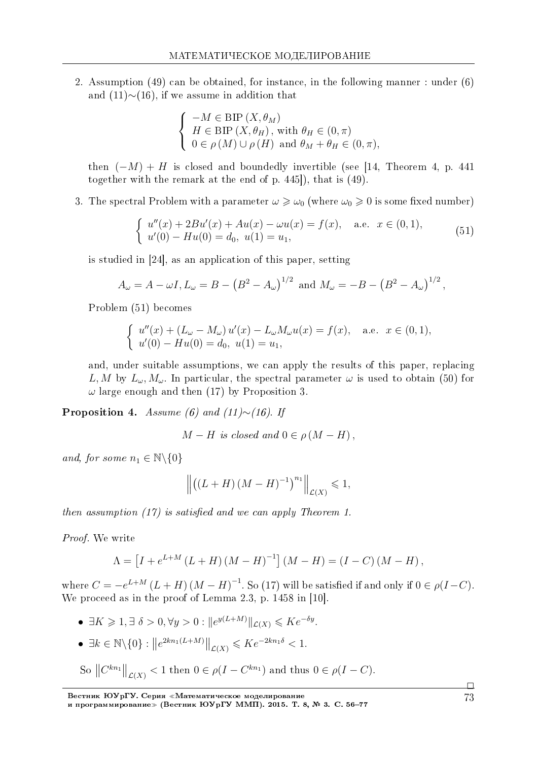2. Assumption (49) can be obtained, for instance, in the following manner : under (6) and (11)$\sim$(16), if we assume in addition that

$$\begin{cases} -M \in \mathrm{BIP}\,(X, \theta_M) \\ H \in \mathrm{BIP}\,(X, \theta_H)\,, \text{ with } \theta_H \in (0,\pi) \\ 0 \in \rho\,(M) \cup \rho\,(H) \text{ and } \theta_M + \theta_H \in (0,\pi), \end{cases}$$

then $(-M) + H$ is closed and boundedly invertible (see [14, Theorem 4, p. 441 together with the remark at the end of p. 445]), that is (49).

3. The spectral Problem with a parameter $\omega \geqslant \omega_0$ (where $\omega_0 \geqslant 0$ is some fixed number)

$$\begin{cases} u''(x) + 2Bu'(x) + Au(x) - \omega u(x) = f(x), \quad \text{a.e. } x \in (0,1), \\ u'(0) - Hu(0) = d_0, \; u(1) = u_1, \end{cases} \tag{51}$$

is studied in [24], as an application of this paper, setting

$$A_\omega = A - \omega I, L_\omega = B - \left(B^2 - A_\omega\right)^{1/2} \text{ and } M_\omega = -B - \left(B^2 - A_\omega\right)^{1/2},$$

Problem (51) becomes

$$\begin{cases} u''(x) + (L_\omega - M_\omega)\,u'(x) - L_\omega M_\omega u(x) = f(x), \quad \text{a.e. } x \in (0,1), \\ u'(0) - Hu(0) = d_0, \; u(1) = u_1, \end{cases}$$

and, under suitable assumptions, we can apply the results of this paper, replacing $L, M$ by $L_\omega, M_\omega$. In particular, the spectral parameter $\omega$ is used to obtain (50) for $\omega$ large enough and then (17) by Proposition 3.

**Proposition 4.** *Assume (6) and (11)$\sim$(16). If*

$$M - H \text{ is closed and } 0 \in \rho\,(M - H)\,,$$

*and, for some $n_1 \in \mathbb{N}\backslash\{0\}$*

$$\left\| \left( (L + H)\,(M - H)^{-1} \right)^{n_1} \right\|_{\mathcal{L}(X)} \leqslant 1,$$

*then assumption (17) is satisfied and we can apply Theorem 1.*

*Proof.* We write

$$\Lambda = \left[ I + e^{L+M}\,(L + H)\,(M - H)^{-1} \right] (M - H) = (I - C)\,(M - H)\,,$$

where $C = -e^{L+M}\,(L + H)\,(M - H)^{-1}$. So (17) will be satisfied if and only if $0 \in \rho(I - C)$. We proceed as in the proof of Lemma 2.3, p. 1458 in [10].

- $\exists K \geqslant 1, \exists\, \delta > 0, \forall y > 0 : \|e^{y(L+M)}\|_{\mathcal{L}(X)} \leqslant Ke^{-\delta y}$.
- $\exists k \in \mathbb{N}\backslash\{0\} : \left\|e^{2kn_1(L+M)}\right\|_{\mathcal{L}(X)} \leqslant Ke^{-2kn_1\delta} < 1$.

So $\left\|C^{kn_1}\right\|_{\mathcal{L}(X)} < 1$ then $0 \in \rho(I - C^{kn_1})$ and thus $0 \in \rho(I - C)$.

$\square$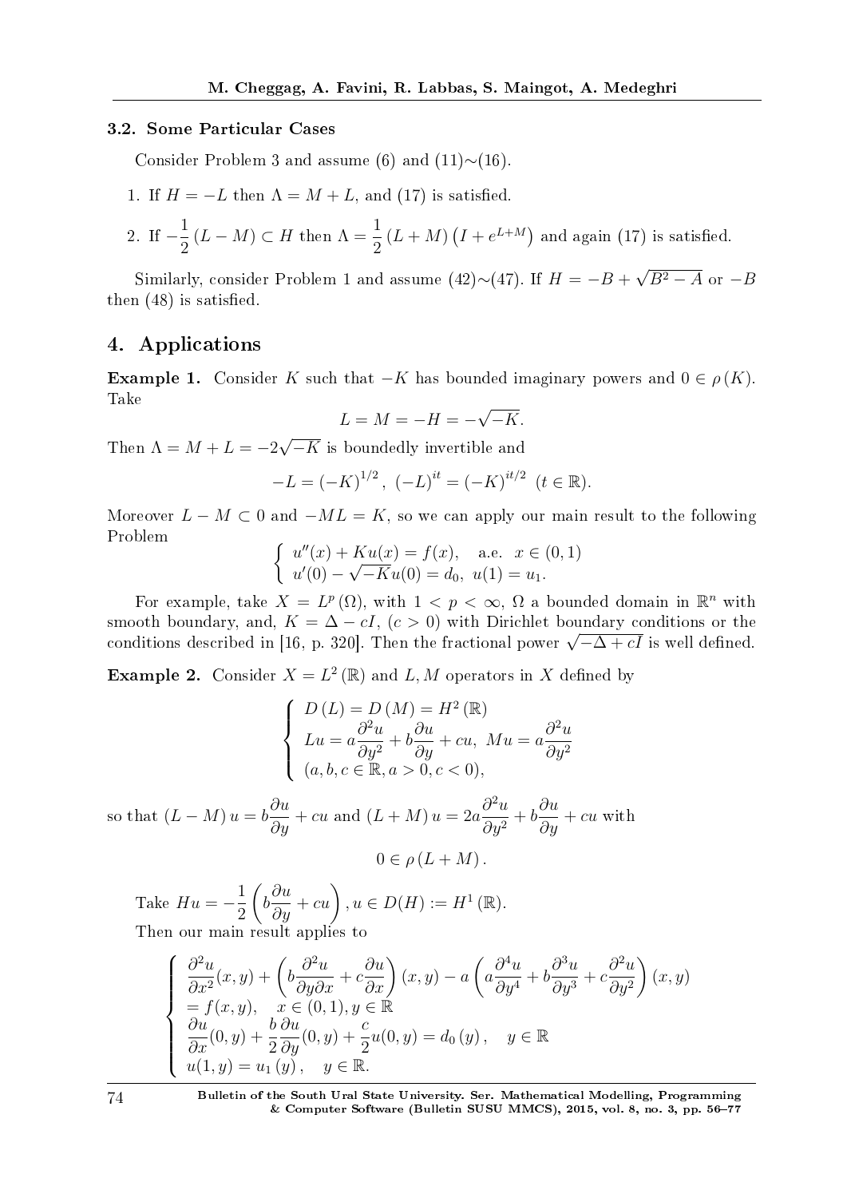### 3.2. Some Particular Cases

Consider Problem 3 and assume (6) and (11)∼(16).

1. If $H = -L$ then $\Lambda = M + L$, and (17) is satisfied.

2. If $-\dfrac{1}{2}(L - M) \subset H$ then $\Lambda = \dfrac{1}{2}(L + M)\left(I + e^{L+M}\right)$ and again (17) is satisfied.

Similarly, consider Problem 1 and assume (42)∼(47). If $H = -B + \sqrt{B^2 - A}$ or $-B$ then (48) is satisfied.

## 4. Applications

**Example 1.** Consider $K$ such that $-K$ has bounded imaginary powers and $0 \in \rho(K)$. Take

$$L = M = -H = -\sqrt{-K}.$$

Then $\Lambda = M + L = -2\sqrt{-K}$ is boundedly invertible and

$$-L = (-K)^{1/2}, \ (-L)^{it} = (-K)^{it/2} \ (t \in \mathbb{R}).$$

Moreover $L - M \subset 0$ and $-ML = K$, so we can apply our main result to the following Problem

$$\begin{cases} u''(x) + Ku(x) = f(x), & \text{a.e. } x \in (0,1) \\ u'(0) - \sqrt{-K}u(0) = d_0, \ u(1) = u_1. \end{cases}$$

For example, take $X = L^p(\Omega)$, with $1 < p < \infty$, $\Omega$ a bounded domain in $\mathbb{R}^n$ with smooth boundary, and, $K = \Delta - cI$, $(c > 0)$ with Dirichlet boundary conditions or the conditions described in [16, p. 320]. Then the fractional power $\sqrt{-\Delta + cI}$ is well defined.

**Example 2.** Consider $X = L^2(\mathbb{R})$ and $L, M$ operators in $X$ defined by

$$\begin{cases} D(L) = D(M) = H^2(\mathbb{R}) \\ Lu = a\dfrac{\partial^2 u}{\partial y^2} + b\dfrac{\partial u}{\partial y} + cu, \ Mu = a\dfrac{\partial^2 u}{\partial y^2} \\ (a, b, c \in \mathbb{R}, a > 0, c < 0), \end{cases}$$

so that $(L - M)u = b\dfrac{\partial u}{\partial y} + cu$ and $(L + M)u = 2a\dfrac{\partial^2 u}{\partial y^2} + b\dfrac{\partial u}{\partial y} + cu$ with

$$0 \in \rho(L + M).$$

Take $Hu = -\dfrac{1}{2}\left(b\dfrac{\partial u}{\partial y} + cu\right), u \in D(H) := H^1(\mathbb{R})$.

Then our main result applies to

$$\begin{cases} \dfrac{\partial^2 u}{\partial x^2}(x,y) + \left(b\dfrac{\partial^2 u}{\partial y \partial x} + c\dfrac{\partial u}{\partial x}\right)(x,y) - a\left(a\dfrac{\partial^4 u}{\partial y^4} + b\dfrac{\partial^3 u}{\partial y^3} + c\dfrac{\partial^2 u}{\partial y^2}\right)(x,y) \\ = f(x,y), \quad x \in (0,1), y \in \mathbb{R} \\ \dfrac{\partial u}{\partial x}(0,y) + \dfrac{b}{2}\dfrac{\partial u}{\partial y}(0,y) + \dfrac{c}{2}u(0,y) = d_0(y), \quad y \in \mathbb{R} \\ u(1,y) = u_1(y), \quad y \in \mathbb{R}. \end{cases}$$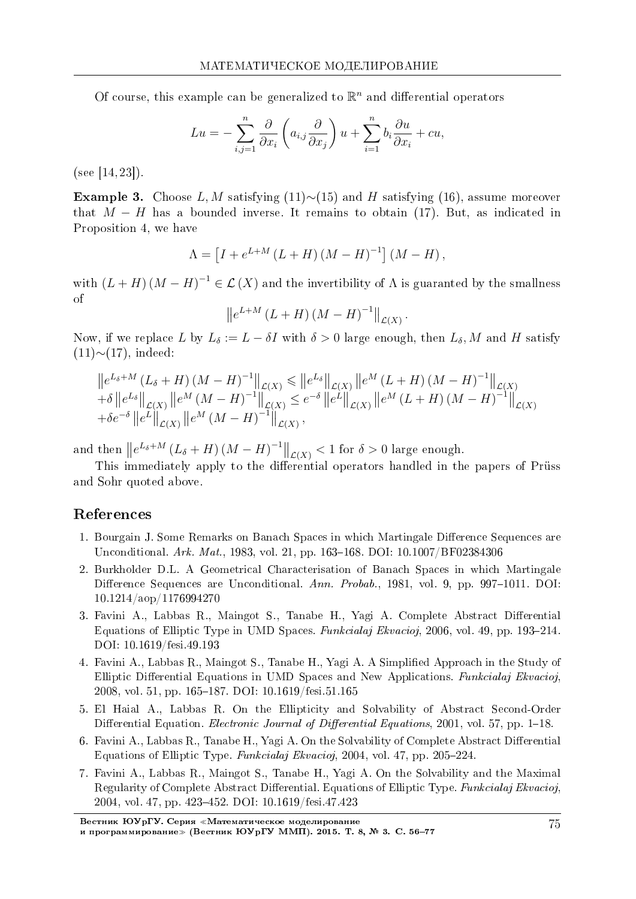Of course, this example can be generalized to $\mathbb{R}^n$ and differential operators

$$Lu = -\sum_{i,j=1}^{n} \frac{\partial}{\partial x_i}\left(a_{i,j}\frac{\partial}{\partial x_j}\right)u + \sum_{i=1}^{n} b_i \frac{\partial u}{\partial x_i} + cu,$$

(see [14, 23]).

**Example 3.** Choose $L, M$ satisfying (11)$\sim$(15) and $H$ satisfying (16), assume moreover that $M - H$ has a bounded inverse. It remains to obtain (17). But, as indicated in Proposition 4, we have

$$\Lambda = \left[I + e^{L+M}(L+H)(M-H)^{-1}\right](M-H),$$

with $(L+H)(M-H)^{-1} \in \mathcal{L}(X)$ and the invertibility of $\Lambda$ is guaranted by the smallness of

$$\left\|e^{L+M}(L+H)(M-H)^{-1}\right\|_{\mathcal{L}(X)}.$$

Now, if we replace $L$ by $L_\delta := L - \delta I$ with $\delta > 0$ large enough, then $L_\delta$, $M$ and $H$ satisfy (11)$\sim$(17), indeed:

$$\begin{aligned}
&\left\|e^{L_\delta+M}(L_\delta+H)(M-H)^{-1}\right\|_{\mathcal{L}(X)} \leqslant \left\|e^{L_\delta}\right\|_{\mathcal{L}(X)} \left\|e^{M}(L+H)(M-H)^{-1}\right\|_{\mathcal{L}(X)} \\
&+\delta\left\|e^{L_\delta}\right\|_{\mathcal{L}(X)} \left\|e^{M}(M-H)^{-1}\right\|_{\mathcal{L}(X)} \leq e^{-\delta}\left\|e^{L}\right\|_{\mathcal{L}(X)} \left\|e^{M}(L+H)(M-H)^{-1}\right\|_{\mathcal{L}(X)} \\
&+\delta e^{-\delta}\left\|e^{L}\right\|_{\mathcal{L}(X)} \left\|e^{M}(M-H)^{-1}\right\|_{\mathcal{L}(X)},
\end{aligned}$$

and then $\left\|e^{L_\delta+M}(L_\delta+H)(M-H)^{-1}\right\|_{\mathcal{L}(X)} < 1$ for $\delta > 0$ large enough.

This immediately apply to the differential operators handled in the papers of Prüss and Sohr quoted above.

## References

1. Bourgain J. Some Remarks on Banach Spaces in which Martingale Difference Sequences are Unconditional. *Ark. Mat.*, 1983, vol. 21, pp. 163–168. DOI: 10.1007/BF02384306
2. Burkholder D.L. A Geometrical Characterisation of Banach Spaces in which Martingale Difference Sequences are Unconditional. *Ann. Probab.*, 1981, vol. 9, pp. 997–1011. DOI: 10.1214/aop/1176994270
3. Favini A., Labbas R., Maingot S., Tanabe H., Yagi A. Complete Abstract Differential Equations of Elliptic Type in UMD Spaces. *Funkcialaj Ekvacioj*, 2006, vol. 49, pp. 193–214. DOI: 10.1619/fesi.49.193
4. Favini A., Labbas R., Maingot S., Tanabe H., Yagi A. A Simplified Approach in the Study of Elliptic Differential Equations in UMD Spaces and New Applications. *Funkcialaj Ekvacioj*, 2008, vol. 51, pp. 165–187. DOI: 10.1619/fesi.51.165
5. El Haial A., Labbas R. On the Ellipticity and Solvability of Abstract Second-Order Differential Equation. *Electronic Journal of Differential Equations*, 2001, vol. 57, pp. 1–18.
6. Favini A., Labbas R., Tanabe H., Yagi A. On the Solvability of Complete Abstract Differential Equations of Elliptic Type. *Funkcialaj Ekvacioj*, 2004, vol. 47, pp. 205–224.
7. Favini A., Labbas R., Maingot S., Tanabe H., Yagi A. On the Solvability and the Maximal Regularity of Complete Abstract Differential. Equations of Elliptic Type. *Funkcialaj Ekvacioj*, 2004, vol. 47, pp. 423–452. DOI: 10.1619/fesi.47.423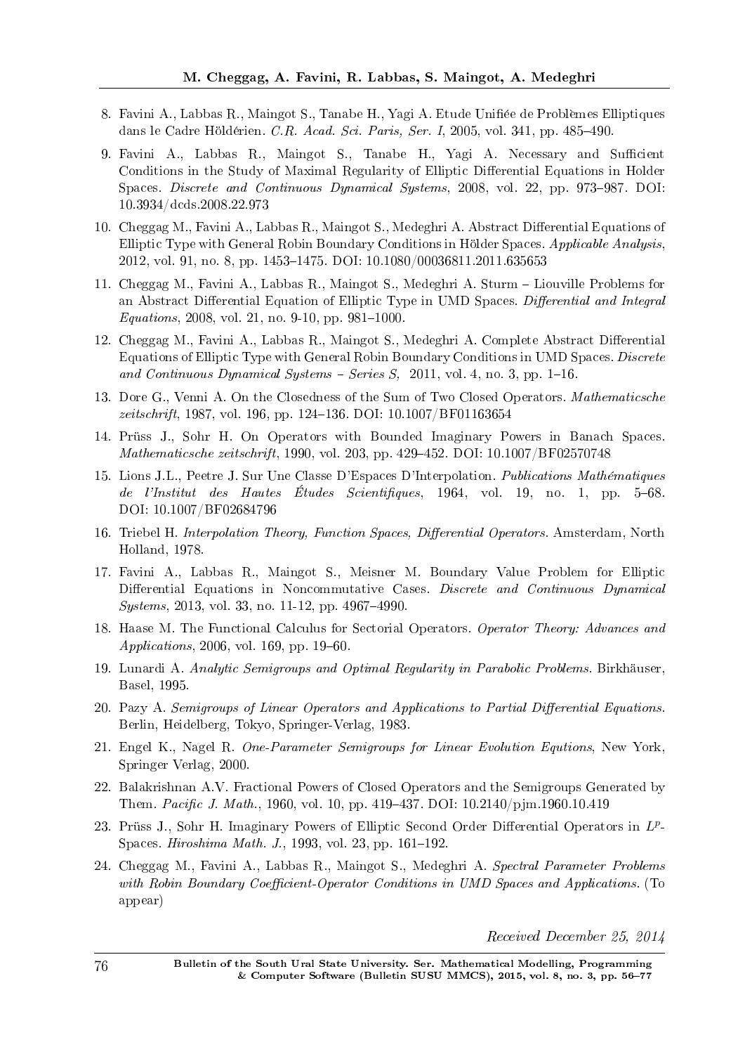8. Favini A., Labbas R., Maingot S., Tanabe H., Yagi A. Etude Unifiée de Problèmes Elliptiques dans le Cadre Höldérien. *C.R. Acad. Sci. Paris, Ser. I*, 2005, vol. 341, pp. 485–490.

9. Favini A., Labbas R., Maingot S., Tanabe H., Yagi A. Necessary and Sufficient Conditions in the Study of Maximal Regularity of Elliptic Differential Equations in Holder Spaces. *Discrete and Continuous Dynamical Systems*, 2008, vol. 22, pp. 973–987. DOI: 10.3934/dcds.2008.22.973

10. Cheggag M., Favini A., Labbas R., Maingot S., Medeghri A. Abstract Differential Equations of Elliptic Type with General Robin Boundary Conditions in Hölder Spaces. *Applicable Analysis*, 2012, vol. 91, no. 8, pp. 1453–1475. DOI: 10.1080/00036811.2011.635653

11. Cheggag M., Favini A., Labbas R., Maingot S., Medeghri A. Sturm – Liouville Problems for an Abstract Differential Equation of Elliptic Type in UMD Spaces. *Differential and Integral Equations*, 2008, vol. 21, no. 9-10, pp. 981–1000.

12. Cheggag M., Favini A., Labbas R., Maingot S., Medeghri A. Complete Abstract Differential Equations of Elliptic Type with General Robin Boundary Conditions in UMD Spaces. *Discrete and Continuous Dynamical Systems – Series S,* 2011, vol. 4, no. 3, pp. 1–16.

13. Dore G., Venni A. On the Closedness of the Sum of Two Closed Operators. *Mathematicsche zeitschrift*, 1987, vol. 196, pp. 124–136. DOI: 10.1007/BF01163654

14. Prüss J., Sohr H. On Operators with Bounded Imaginary Powers in Banach Spaces. *Mathematicsche zeitschrift*, 1990, vol. 203, pp. 429–452. DOI: 10.1007/BF02570748

15. Lions J.L., Peetre J. Sur Une Classe D'Espaces D'Interpolation. *Publications Mathématiques de l'Institut des Hautes Études Scientifiques*, 1964, vol. 19, no. 1, pp. 5–68. DOI: 10.1007/BF02684796

16. Triebel H. *Interpolation Theory, Function Spaces, Differential Operators*. Amsterdam, North Holland, 1978.

17. Favini A., Labbas R., Maingot S., Meisner M. Boundary Value Problem for Elliptic Differential Equations in Noncommutative Cases. *Discrete and Continuous Dynamical Systems*, 2013, vol. 33, no. 11-12, pp. 4967–4990.

18. Haase M. The Functional Calculus for Sectorial Operators. *Operator Theory: Advances and Applications*, 2006, vol. 169, pp. 19–60.

19. Lunardi A. *Analytic Semigroups and Optimal Regularity in Parabolic Problems*. Birkhäuser, Basel, 1995.

20. Pazy A. *Semigroups of Linear Operators and Applications to Partial Differential Equations*. Berlin, Heidelberg, Tokyo, Springer-Verlag, 1983.

21. Engel K., Nagel R. *One-Parameter Semigroups for Linear Evolution Equtions*, New York, Springer Verlag, 2000.

22. Balakrishnan A.V. Fractional Powers of Closed Operators and the Semigroups Generated by Them. *Pacific J. Math.*, 1960, vol. 10, pp. 419–437. DOI: 10.2140/pjm.1960.10.419

23. Prüss J., Sohr H. Imaginary Powers of Elliptic Second Order Differential Operators in $L^p$-Spaces. *Hiroshima Math. J.*, 1993, vol. 23, pp. 161–192.

24. Cheggag M., Favini A., Labbas R., Maingot S., Medeghri A. *Spectral Parameter Problems with Robin Boundary Coefficient-Operator Conditions in UMD Spaces and Applications*. (To appear)

*Received December 25, 2014*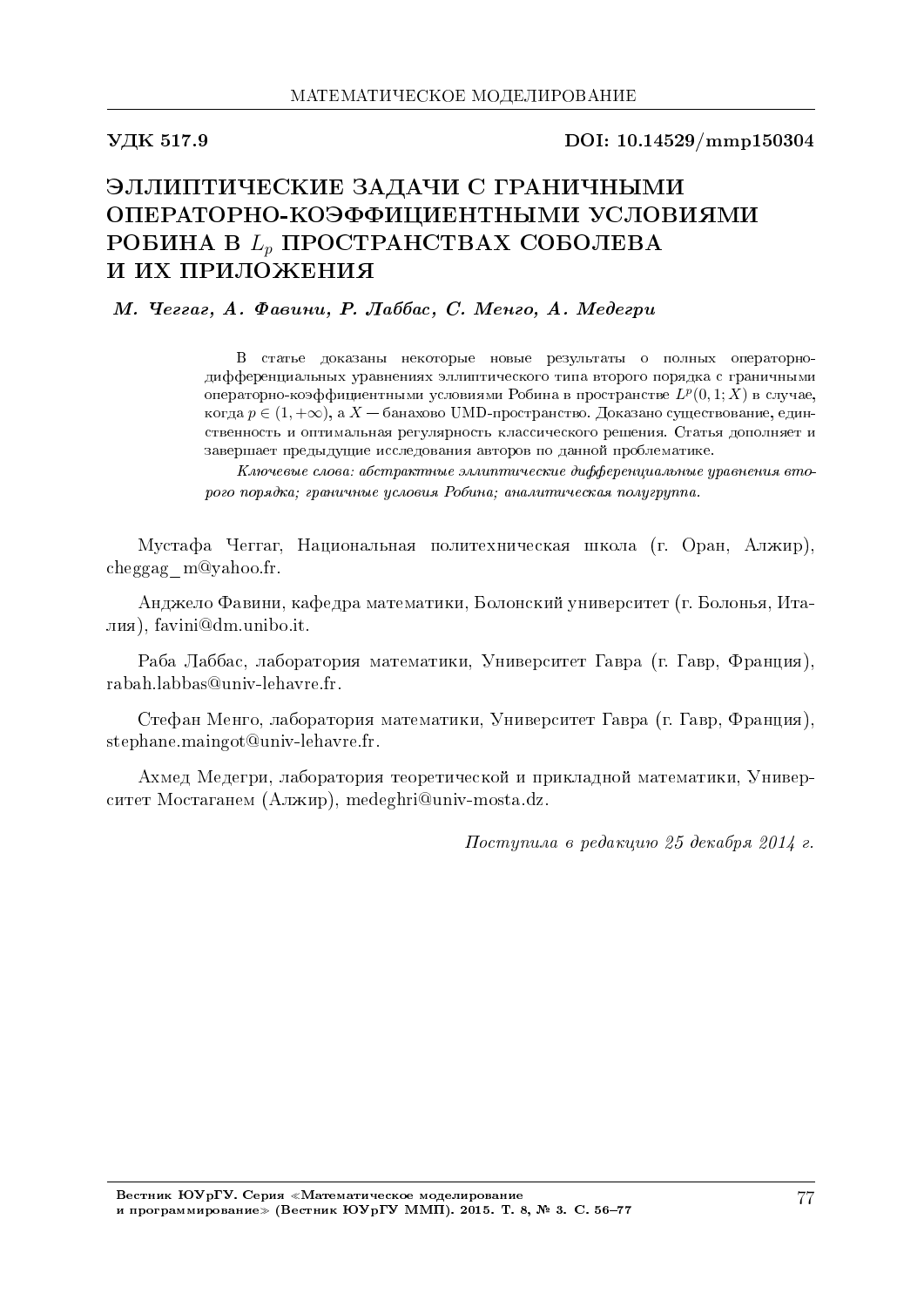УДК 517.9 DOI: 10.14529/mmp150304

# ЭЛЛИПТИЧЕСКИЕ ЗАДАЧИ С ГРАНИЧНЫМИ ОПЕРАТОРНО-КОЭФФИЦИЕНТНЫМИ УСЛОВИЯМИ РОБИНА В $L_p$ ПРОСТРАНСТВАХ СОБОЛЕВА И ИХ ПРИЛОЖЕНИЯ

***М. Чеггаг, А. Фавини, Р. Лаббас, С. Менго, А. Медегри***

В статье доказаны некоторые новые результаты о полных операторно-дифференциальных уравнениях эллиптического типа второго порядка с граничными операторно-коэффициентными условиями Робина в пространстве $L^p(0,1;X)$ в случае, когда $p \in (1,+\infty)$, а $X$ — банахово UMD-пространство. Доказано существование, единственность и оптимальная регулярность классического решения. Статья дополняет и завершает предыдущие исследования авторов по данной проблематике.

*Ключевые слова: абстрактные эллиптические дифференциальные уравнения второго порядка; граничные условия Робина; аналитическая полугруппа.*

Мустафа Чеггаг, Национальная политехническая школа (г. Оран, Алжир), cheggag_m@yahoo.fr.

Анджело Фавини, кафедра математики, Болонский университет (г. Болонья, Италия), favini@dm.unibo.it.

Раба Лаббас, лаборатория математики, Университет Гавра (г. Гавр, Франция), rabah.labbas@univ-lehavre.fr.

Стефан Менго, лаборатория математики, Университет Гавра (г. Гавр, Франция), stephane.maingot@univ-lehavre.fr.

Ахмед Медегри, лаборатория теоретической и прикладной математики, Университет Мостаганем (Алжир), medeghri@univ-mosta.dz.

*Поступила в редакцию 25 декабря 2014 г.*